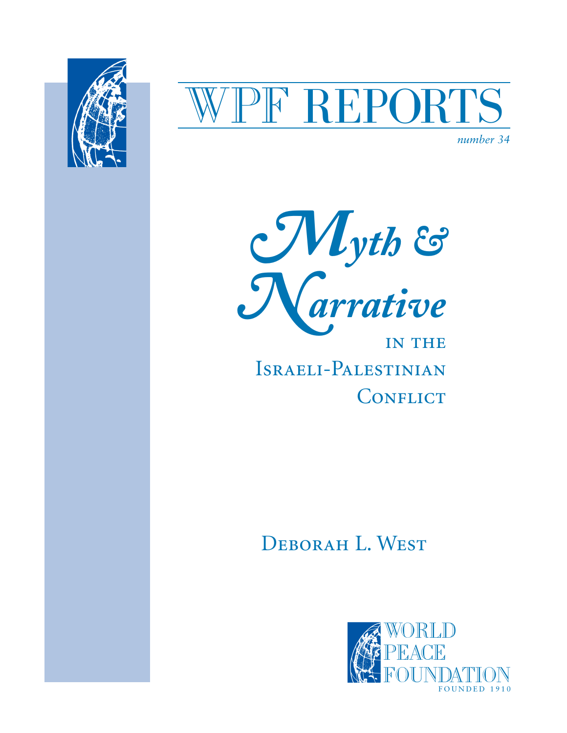# WPF REPORTS

*number 34*

# *Myth & Narrative* in the Israeli-Palestinian Conflict

## Deborah L. West

WORLD PEACE FOUNDATION

FOUNDED 1910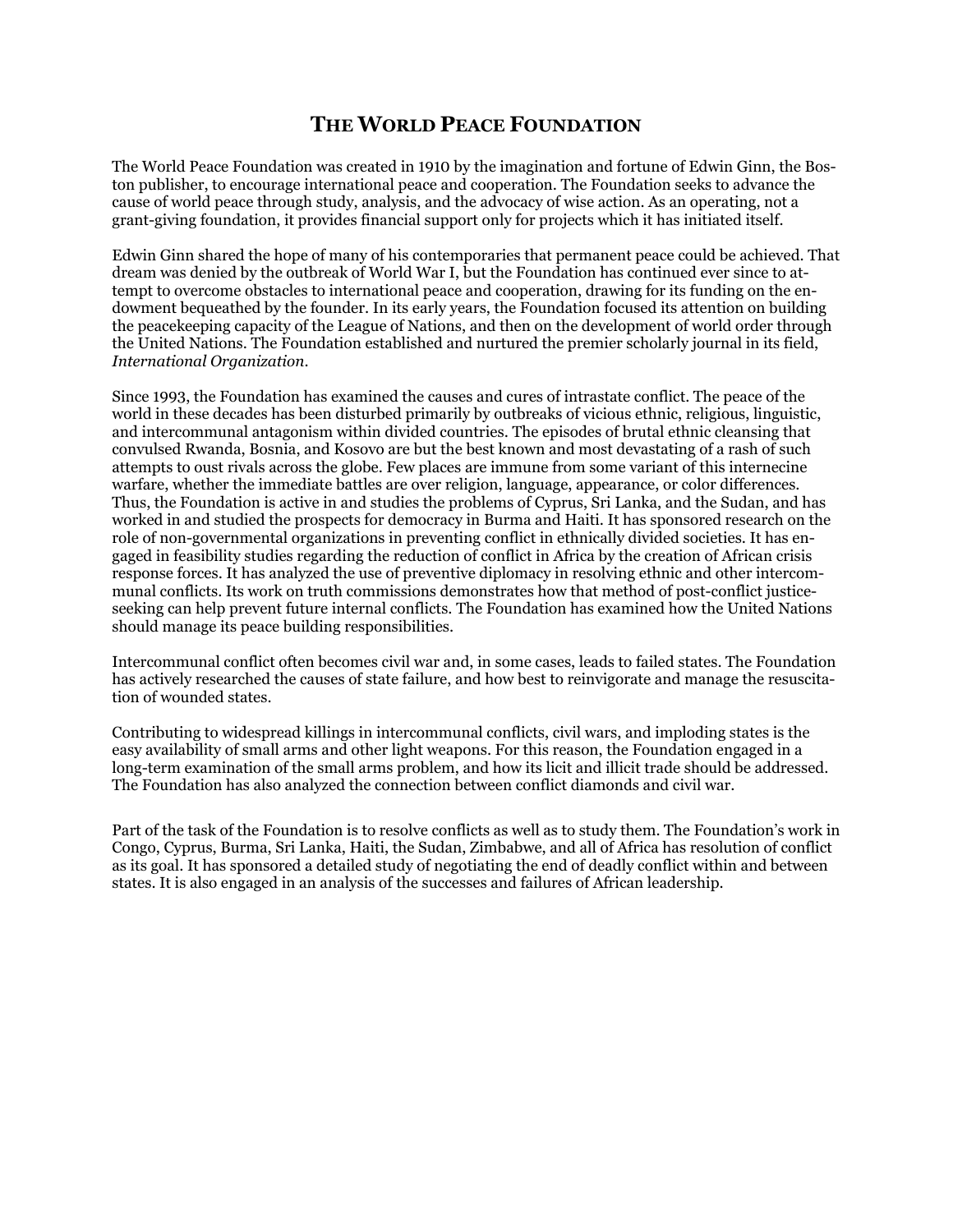# THE WORLD PEACE FOUNDATION

The World Peace Foundation was created in 1910 by the imagination and fortune of Edwin Ginn, the Boston publisher, to encourage international peace and cooperation. The Foundation seeks to advance the cause of world peace through study, analysis, and the advocacy of wise action. As an operating, not a grant-giving foundation, it provides financial support only for projects which it has initiated itself.

Edwin Ginn shared the hope of many of his contemporaries that permanent peace could be achieved. That dream was denied by the outbreak of World War I, but the Foundation has continued ever since to attempt to overcome obstacles to international peace and cooperation, drawing for its funding on the endowment bequeathed by the founder. In its early years, the Foundation focused its attention on building the peacekeeping capacity of the League of Nations, and then on the development of world order through the United Nations. The Foundation established and nurtured the premier scholarly journal in its field, *International Organization*.

Since 1993, the Foundation has examined the causes and cures of intrastate conflict. The peace of the world in these decades has been disturbed primarily by outbreaks of vicious ethnic, religious, linguistic, and intercommunal antagonism within divided countries. The episodes of brutal ethnic cleansing that convulsed Rwanda, Bosnia, and Kosovo are but the best known and most devastating of a rash of such attempts to oust rivals across the globe. Few places are immune from some variant of this internecine warfare, whether the immediate battles are over religion, language, appearance, or color differences. Thus, the Foundation is active in and studies the problems of Cyprus, Sri Lanka, and the Sudan, and has worked in and studied the prospects for democracy in Burma and Haiti. It has sponsored research on the role of non-governmental organizations in preventing conflict in ethnically divided societies. It has engaged in feasibility studies regarding the reduction of conflict in Africa by the creation of African crisis response forces. It has analyzed the use of preventive diplomacy in resolving ethnic and other intercommunal conflicts. Its work on truth commissions demonstrates how that method of post-conflict justice-seeking can help prevent future internal conflicts. The Foundation has examined how the United Nations should manage its peace building responsibilities.

Intercommunal conflict often becomes civil war and, in some cases, leads to failed states. The Foundation has actively researched the causes of state failure, and how best to reinvigorate and manage the resuscitation of wounded states.

Contributing to widespread killings in intercommunal conflicts, civil wars, and imploding states is the easy availability of small arms and other light weapons. For this reason, the Foundation engaged in a long-term examination of the small arms problem, and how its licit and illicit trade should be addressed. The Foundation has also analyzed the connection between conflict diamonds and civil war.

Part of the task of the Foundation is to resolve conflicts as well as to study them. The Foundation's work in Congo, Cyprus, Burma, Sri Lanka, Haiti, the Sudan, Zimbabwe, and all of Africa has resolution of conflict as its goal. It has sponsored a detailed study of negotiating the end of deadly conflict within and between states. It is also engaged in an analysis of the successes and failures of African leadership.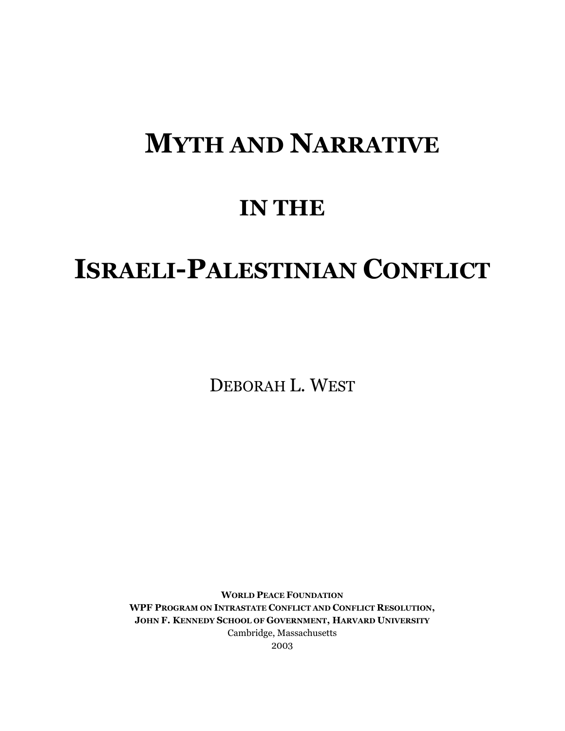# MYTH AND NARRATIVE

# IN THE

# ISRAELI-PALESTINIAN CONFLICT

DEBORAH L. WEST

**WORLD PEACE FOUNDATION**
**WPF PROGRAM ON INTRASTATE CONFLICT AND CONFLICT RESOLUTION,**
**JOHN F. KENNEDY SCHOOL OF GOVERNMENT, HARVARD UNIVERSITY**
Cambridge, Massachusetts
2003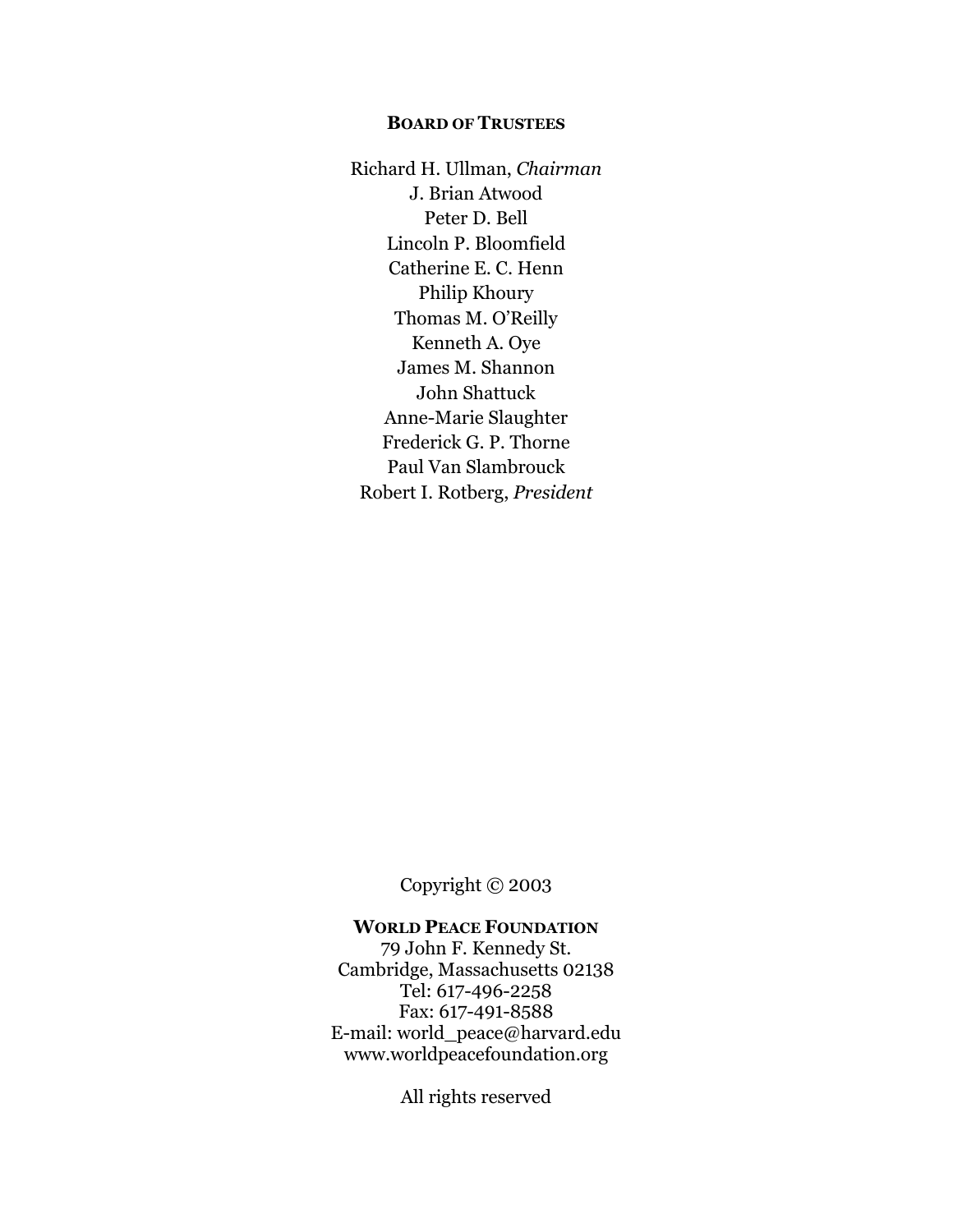**BOARD OF TRUSTEES**

Richard H. Ullman, *Chairman*
J. Brian Atwood
Peter D. Bell
Lincoln P. Bloomfield
Catherine E. C. Henn
Philip Khoury
Thomas M. O'Reilly
Kenneth A. Oye
James M. Shannon
John Shattuck
Anne-Marie Slaughter
Frederick G. P. Thorne
Paul Van Slambrouck
Robert I. Rotberg, *President*

Copyright © 2003

**WORLD PEACE FOUNDATION**
79 John F. Kennedy St.
Cambridge, Massachusetts 02138
Tel: 617-496-2258
Fax: 617-491-8588
E-mail: world_peace@harvard.edu
www.worldpeacefoundation.org

All rights reserved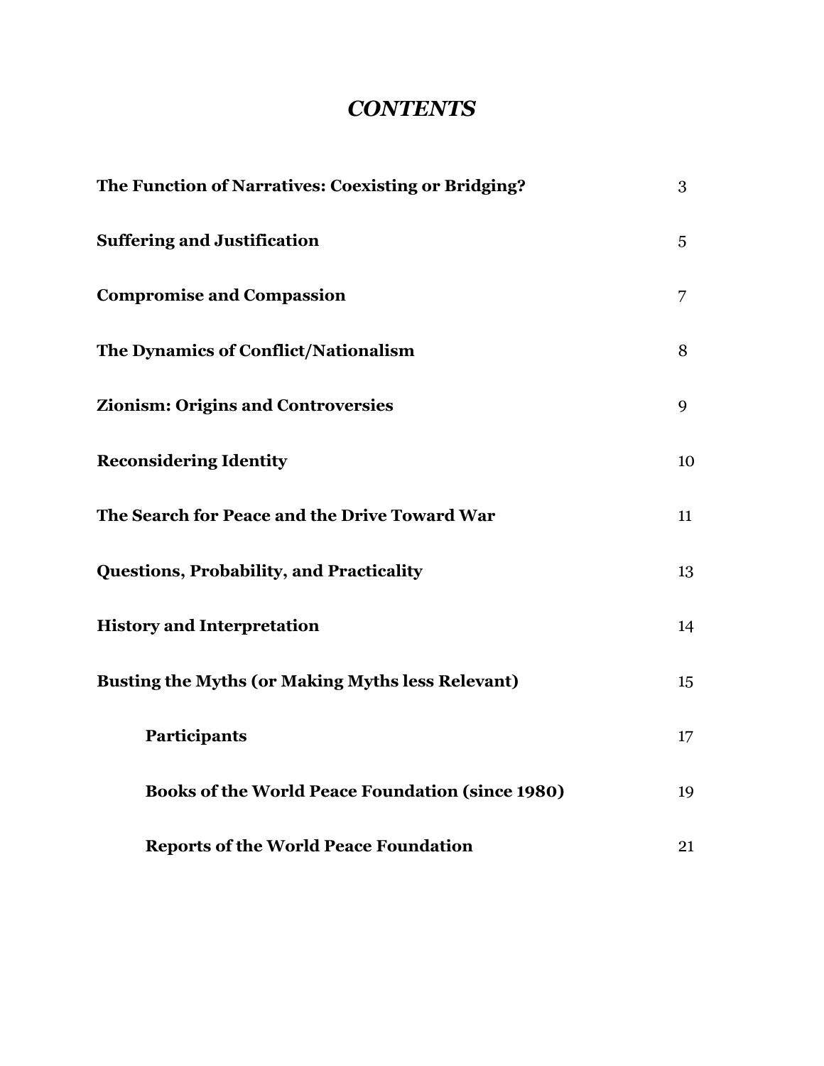# *CONTENTS*

| | |
|---|---|
| **The Function of Narratives: Coexisting or Bridging?** | 3 |
| **Suffering and Justification** | 5 |
| **Compromise and Compassion** | 7 |
| **The Dynamics of Conflict/Nationalism** | 8 |
| **Zionism: Origins and Controversies** | 9 |
| **Reconsidering Identity** | 10 |
| **The Search for Peace and the Drive Toward War** | 11 |
| **Questions, Probability, and Practicality** | 13 |
| **History and Interpretation** | 14 |
| **Busting the Myths (or Making Myths less Relevant)** | 15 |
| **Participants** | 17 |
| **Books of the World Peace Foundation (since 1980)** | 19 |
| **Reports of the World Peace Foundation** | 21 |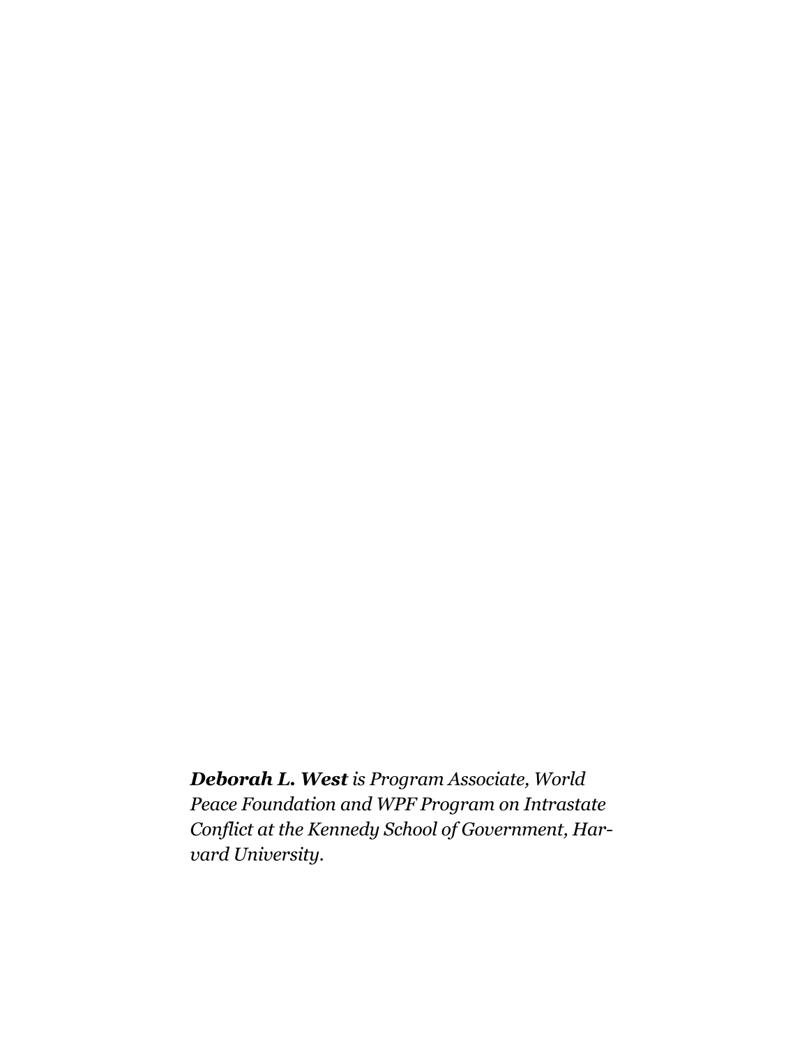***Deborah L. West** is Program Associate, World Peace Foundation and WPF Program on Intrastate Conflict at the Kennedy School of Government, Harvard University.*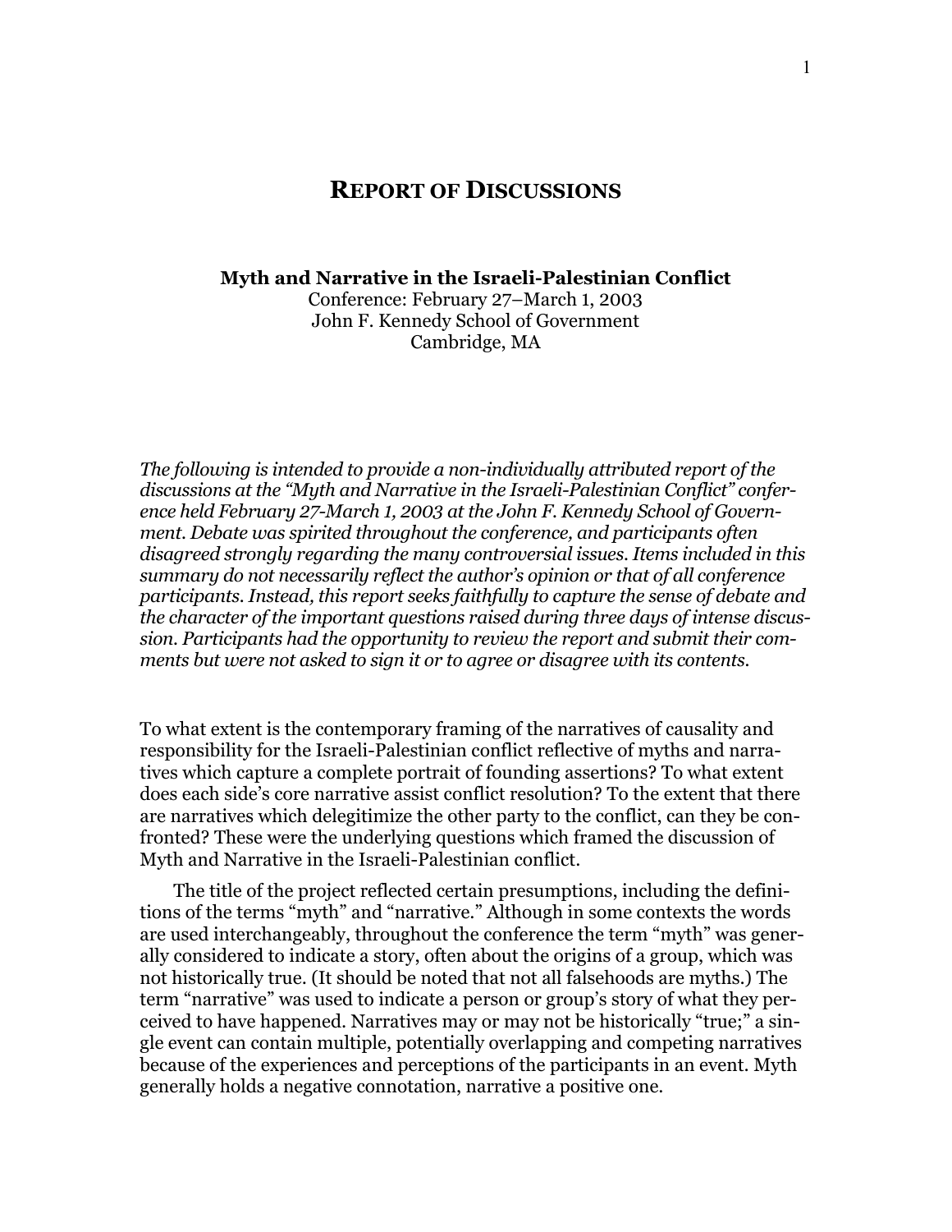# REPORT OF DISCUSSIONS

**Myth and Narrative in the Israeli-Palestinian Conflict**
Conference: February 27–March 1, 2003
John F. Kennedy School of Government
Cambridge, MA

*The following is intended to provide a non-individually attributed report of the discussions at the "Myth and Narrative in the Israeli-Palestinian Conflict" conference held February 27-March 1, 2003 at the John F. Kennedy School of Government. Debate was spirited throughout the conference, and participants often disagreed strongly regarding the many controversial issues. Items included in this summary do not necessarily reflect the author's opinion or that of all conference participants. Instead, this report seeks faithfully to capture the sense of debate and the character of the important questions raised during three days of intense discussion. Participants had the opportunity to review the report and submit their comments but were not asked to sign it or to agree or disagree with its contents.*

To what extent is the contemporary framing of the narratives of causality and responsibility for the Israeli-Palestinian conflict reflective of myths and narratives which capture a complete portrait of founding assertions? To what extent does each side's core narrative assist conflict resolution? To the extent that there are narratives which delegitimize the other party to the conflict, can they be confronted? These were the underlying questions which framed the discussion of Myth and Narrative in the Israeli-Palestinian conflict.

The title of the project reflected certain presumptions, including the definitions of the terms "myth" and "narrative." Although in some contexts the words are used interchangeably, throughout the conference the term "myth" was generally considered to indicate a story, often about the origins of a group, which was not historically true. (It should be noted that not all falsehoods are myths.) The term "narrative" was used to indicate a person or group's story of what they perceived to have happened. Narratives may or may not be historically "true;" a single event can contain multiple, potentially overlapping and competing narratives because of the experiences and perceptions of the participants in an event. Myth generally holds a negative connotation, narrative a positive one.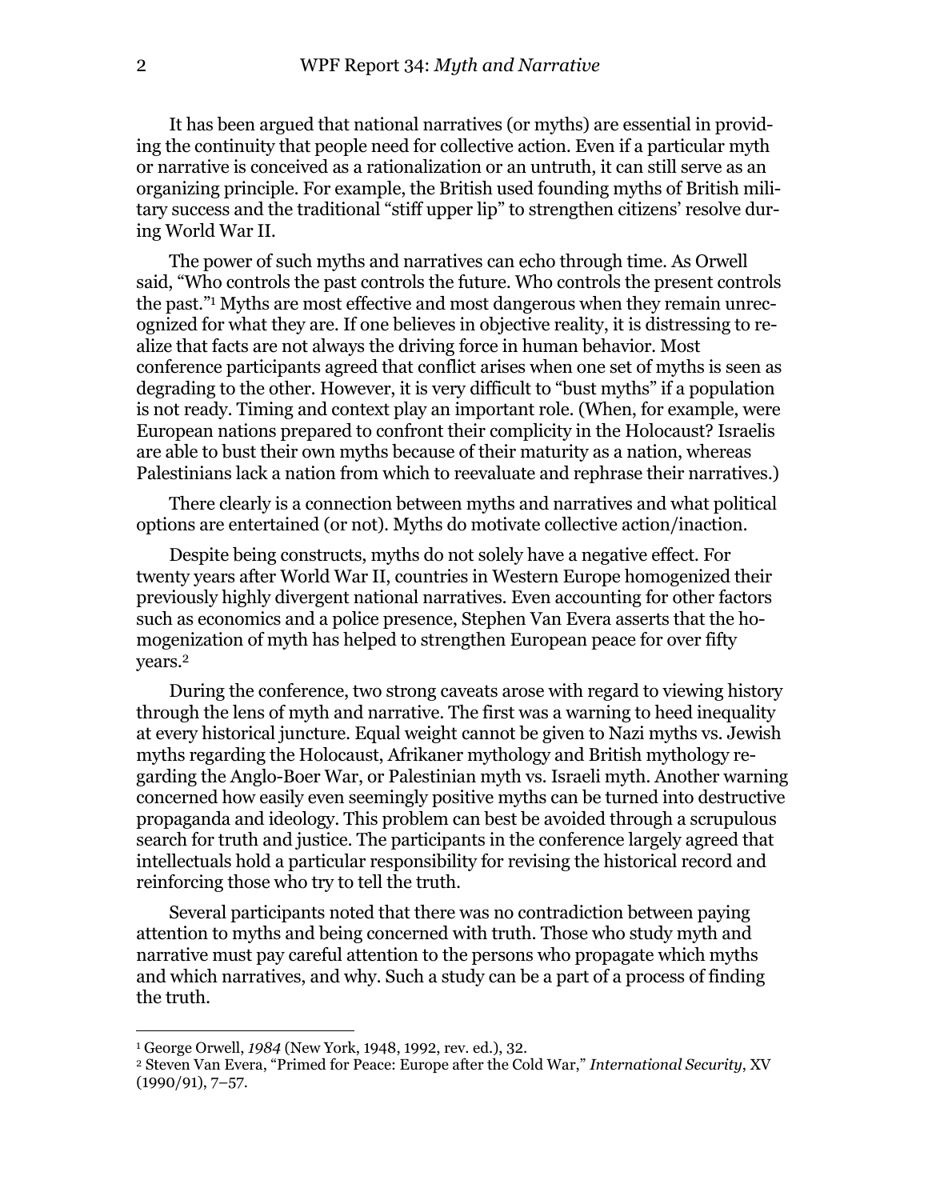It has been argued that national narratives (or myths) are essential in providing the continuity that people need for collective action. Even if a particular myth or narrative is conceived as a rationalization or an untruth, it can still serve as an organizing principle. For example, the British used founding myths of British military success and the traditional "stiff upper lip" to strengthen citizens' resolve during World War II.

The power of such myths and narratives can echo through time. As Orwell said, "Who controls the past controls the future. Who controls the present controls the past."[1] Myths are most effective and most dangerous when they remain unrecognized for what they are. If one believes in objective reality, it is distressing to realize that facts are not always the driving force in human behavior. Most conference participants agreed that conflict arises when one set of myths is seen as degrading to the other. However, it is very difficult to "bust myths" if a population is not ready. Timing and context play an important role. (When, for example, were European nations prepared to confront their complicity in the Holocaust? Israelis are able to bust their own myths because of their maturity as a nation, whereas Palestinians lack a nation from which to reevaluate and rephrase their narratives.)

There clearly is a connection between myths and narratives and what political options are entertained (or not). Myths do motivate collective action/inaction.

Despite being constructs, myths do not solely have a negative effect. For twenty years after World War II, countries in Western Europe homogenized their previously highly divergent national narratives. Even accounting for other factors such as economics and a police presence, Stephen Van Evera asserts that the homogenization of myth has helped to strengthen European peace for over fifty years.[2]

During the conference, two strong caveats arose with regard to viewing history through the lens of myth and narrative. The first was a warning to heed inequality at every historical juncture. Equal weight cannot be given to Nazi myths vs. Jewish myths regarding the Holocaust, Afrikaner mythology and British mythology regarding the Anglo-Boer War, or Palestinian myth vs. Israeli myth. Another warning concerned how easily even seemingly positive myths can be turned into destructive propaganda and ideology. This problem can best be avoided through a scrupulous search for truth and justice. The participants in the conference largely agreed that intellectuals hold a particular responsibility for revising the historical record and reinforcing those who try to tell the truth.

Several participants noted that there was no contradiction between paying attention to myths and being concerned with truth. Those who study myth and narrative must pay careful attention to the persons who propagate which myths and which narratives, and why. Such a study can be a part of a process of finding the truth.

---

[1] George Orwell, *1984* (New York, 1948, 1992, rev. ed.), 32.

[2] Steven Van Evera, "Primed for Peace: Europe after the Cold War," *International Security*, XV (1990/91), 7–57.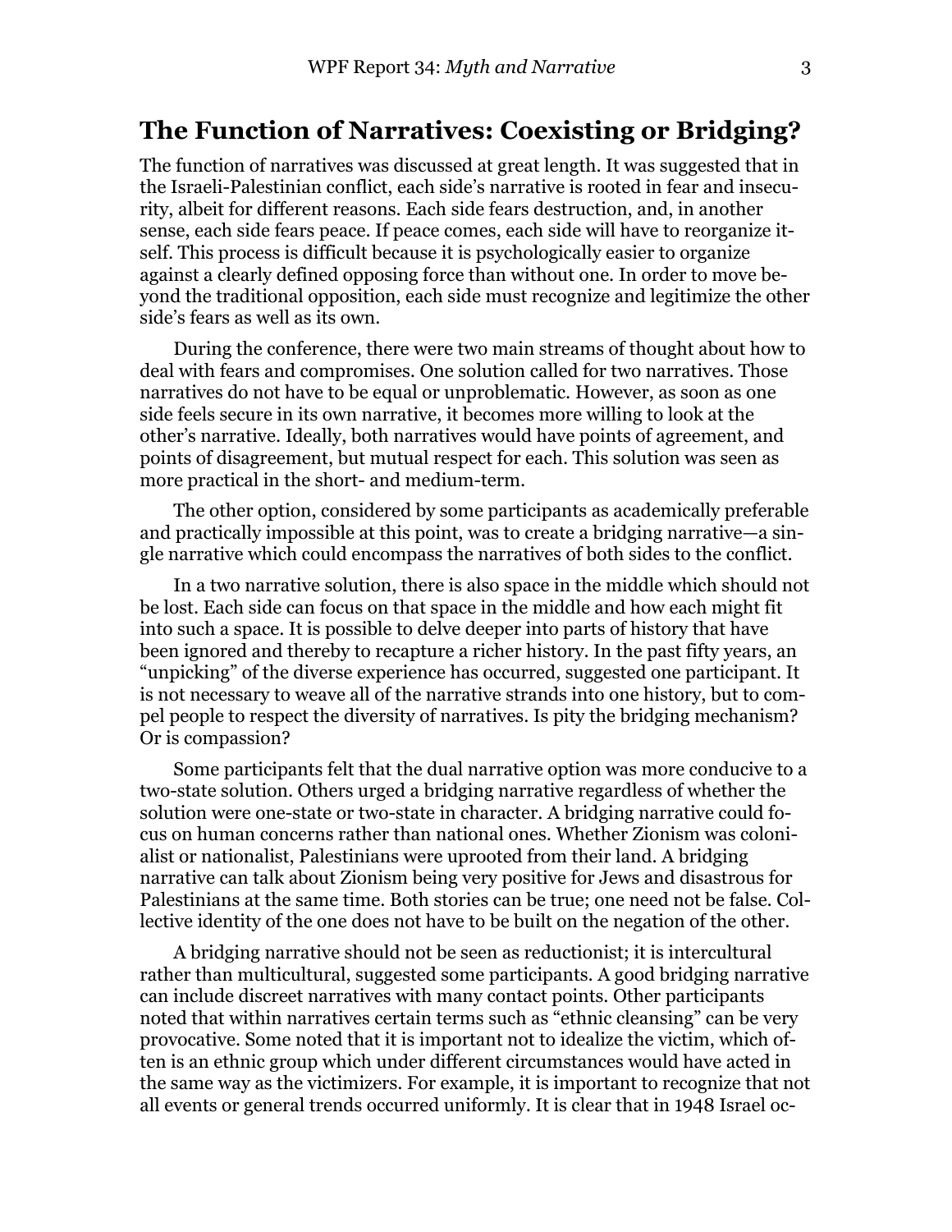## The Function of Narratives: Coexisting or Bridging?

The function of narratives was discussed at great length. It was suggested that in the Israeli-Palestinian conflict, each side's narrative is rooted in fear and insecurity, albeit for different reasons. Each side fears destruction, and, in another sense, each side fears peace. If peace comes, each side will have to reorganize itself. This process is difficult because it is psychologically easier to organize against a clearly defined opposing force than without one. In order to move beyond the traditional opposition, each side must recognize and legitimize the other side's fears as well as its own.

During the conference, there were two main streams of thought about how to deal with fears and compromises. One solution called for two narratives. Those narratives do not have to be equal or unproblematic. However, as soon as one side feels secure in its own narrative, it becomes more willing to look at the other's narrative. Ideally, both narratives would have points of agreement, and points of disagreement, but mutual respect for each. This solution was seen as more practical in the short- and medium-term.

The other option, considered by some participants as academically preferable and practically impossible at this point, was to create a bridging narrative—a single narrative which could encompass the narratives of both sides to the conflict.

In a two narrative solution, there is also space in the middle which should not be lost. Each side can focus on that space in the middle and how each might fit into such a space. It is possible to delve deeper into parts of history that have been ignored and thereby to recapture a richer history. In the past fifty years, an "unpicking" of the diverse experience has occurred, suggested one participant. It is not necessary to weave all of the narrative strands into one history, but to compel people to respect the diversity of narratives. Is pity the bridging mechanism? Or is compassion?

Some participants felt that the dual narrative option was more conducive to a two-state solution. Others urged a bridging narrative regardless of whether the solution were one-state or two-state in character. A bridging narrative could focus on human concerns rather than national ones. Whether Zionism was colonialist or nationalist, Palestinians were uprooted from their land. A bridging narrative can talk about Zionism being very positive for Jews and disastrous for Palestinians at the same time. Both stories can be true; one need not be false. Collective identity of the one does not have to be built on the negation of the other.

A bridging narrative should not be seen as reductionist; it is intercultural rather than multicultural, suggested some participants. A good bridging narrative can include discreet narratives with many contact points. Other participants noted that within narratives certain terms such as "ethnic cleansing" can be very provocative. Some noted that it is important not to idealize the victim, which often is an ethnic group which under different circumstances would have acted in the same way as the victimizers. For example, it is important to recognize that not all events or general trends occurred uniformly. It is clear that in 1948 Israel oc-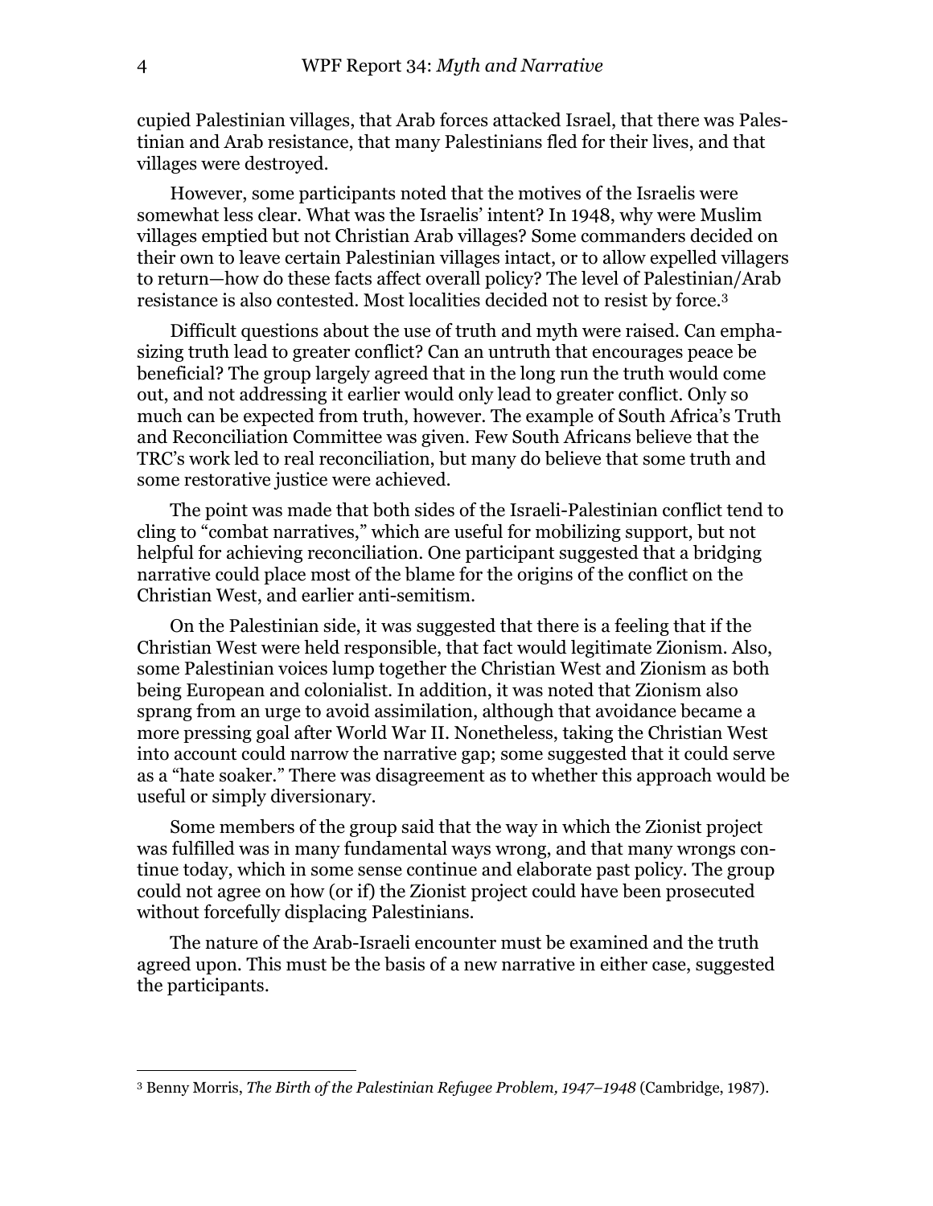cupied Palestinian villages, that Arab forces attacked Israel, that there was Palestinian and Arab resistance, that many Palestinians fled for their lives, and that villages were destroyed.

However, some participants noted that the motives of the Israelis were somewhat less clear. What was the Israelis' intent? In 1948, why were Muslim villages emptied but not Christian Arab villages? Some commanders decided on their own to leave certain Palestinian villages intact, or to allow expelled villagers to return—how do these facts affect overall policy? The level of Palestinian/Arab resistance is also contested. Most localities decided not to resist by force.[3]

Difficult questions about the use of truth and myth were raised. Can emphasizing truth lead to greater conflict? Can an untruth that encourages peace be beneficial? The group largely agreed that in the long run the truth would come out, and not addressing it earlier would only lead to greater conflict. Only so much can be expected from truth, however. The example of South Africa's Truth and Reconciliation Committee was given. Few South Africans believe that the TRC's work led to real reconciliation, but many do believe that some truth and some restorative justice were achieved.

The point was made that both sides of the Israeli-Palestinian conflict tend to cling to "combat narratives," which are useful for mobilizing support, but not helpful for achieving reconciliation. One participant suggested that a bridging narrative could place most of the blame for the origins of the conflict on the Christian West, and earlier anti-semitism.

On the Palestinian side, it was suggested that there is a feeling that if the Christian West were held responsible, that fact would legitimate Zionism. Also, some Palestinian voices lump together the Christian West and Zionism as both being European and colonialist. In addition, it was noted that Zionism also sprang from an urge to avoid assimilation, although that avoidance became a more pressing goal after World War II. Nonetheless, taking the Christian West into account could narrow the narrative gap; some suggested that it could serve as a "hate soaker." There was disagreement as to whether this approach would be useful or simply diversionary.

Some members of the group said that the way in which the Zionist project was fulfilled was in many fundamental ways wrong, and that many wrongs continue today, which in some sense continue and elaborate past policy. The group could not agree on how (or if) the Zionist project could have been prosecuted without forcefully displacing Palestinians.

The nature of the Arab-Israeli encounter must be examined and the truth agreed upon. This must be the basis of a new narrative in either case, suggested the participants.

[3] Benny Morris, *The Birth of the Palestinian Refugee Problem, 1947–1948* (Cambridge, 1987).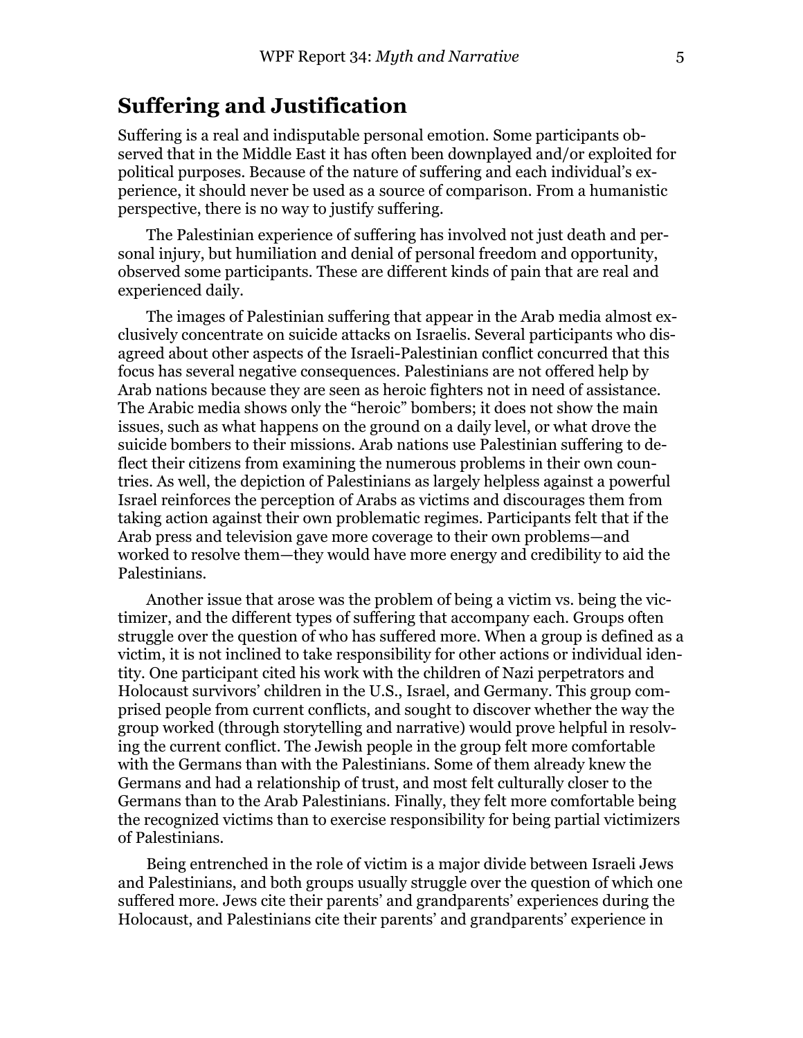## Suffering and Justification

Suffering is a real and indisputable personal emotion. Some participants observed that in the Middle East it has often been downplayed and/or exploited for political purposes. Because of the nature of suffering and each individual's experience, it should never be used as a source of comparison. From a humanistic perspective, there is no way to justify suffering.

The Palestinian experience of suffering has involved not just death and personal injury, but humiliation and denial of personal freedom and opportunity, observed some participants. These are different kinds of pain that are real and experienced daily.

The images of Palestinian suffering that appear in the Arab media almost exclusively concentrate on suicide attacks on Israelis. Several participants who disagreed about other aspects of the Israeli-Palestinian conflict concurred that this focus has several negative consequences. Palestinians are not offered help by Arab nations because they are seen as heroic fighters not in need of assistance. The Arabic media shows only the "heroic" bombers; it does not show the main issues, such as what happens on the ground on a daily level, or what drove the suicide bombers to their missions. Arab nations use Palestinian suffering to deflect their citizens from examining the numerous problems in their own countries. As well, the depiction of Palestinians as largely helpless against a powerful Israel reinforces the perception of Arabs as victims and discourages them from taking action against their own problematic regimes. Participants felt that if the Arab press and television gave more coverage to their own problems—and worked to resolve them—they would have more energy and credibility to aid the Palestinians.

Another issue that arose was the problem of being a victim vs. being the victimizer, and the different types of suffering that accompany each. Groups often struggle over the question of who has suffered more. When a group is defined as a victim, it is not inclined to take responsibility for other actions or individual identity. One participant cited his work with the children of Nazi perpetrators and Holocaust survivors' children in the U.S., Israel, and Germany. This group comprised people from current conflicts, and sought to discover whether the way the group worked (through storytelling and narrative) would prove helpful in resolving the current conflict. The Jewish people in the group felt more comfortable with the Germans than with the Palestinians. Some of them already knew the Germans and had a relationship of trust, and most felt culturally closer to the Germans than to the Arab Palestinians. Finally, they felt more comfortable being the recognized victims than to exercise responsibility for being partial victimizers of Palestinians.

Being entrenched in the role of victim is a major divide between Israeli Jews and Palestinians, and both groups usually struggle over the question of which one suffered more. Jews cite their parents' and grandparents' experiences during the Holocaust, and Palestinians cite their parents' and grandparents' experience in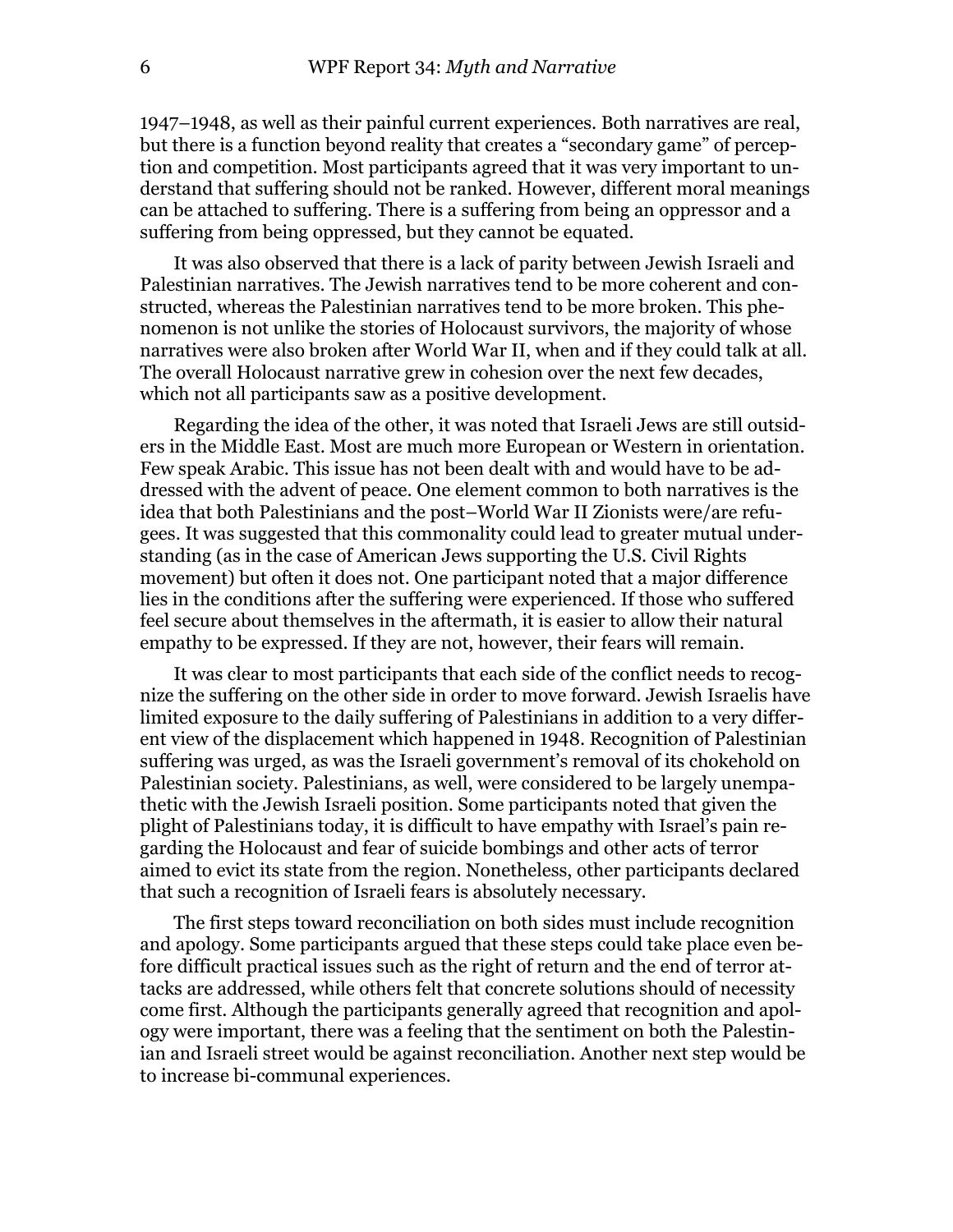1947–1948, as well as their painful current experiences. Both narratives are real, but there is a function beyond reality that creates a "secondary game" of perception and competition. Most participants agreed that it was very important to understand that suffering should not be ranked. However, different moral meanings can be attached to suffering. There is a suffering from being an oppressor and a suffering from being oppressed, but they cannot be equated.

It was also observed that there is a lack of parity between Jewish Israeli and Palestinian narratives. The Jewish narratives tend to be more coherent and constructed, whereas the Palestinian narratives tend to be more broken. This phenomenon is not unlike the stories of Holocaust survivors, the majority of whose narratives were also broken after World War II, when and if they could talk at all. The overall Holocaust narrative grew in cohesion over the next few decades, which not all participants saw as a positive development.

Regarding the idea of the other, it was noted that Israeli Jews are still outsiders in the Middle East. Most are much more European or Western in orientation. Few speak Arabic. This issue has not been dealt with and would have to be addressed with the advent of peace. One element common to both narratives is the idea that both Palestinians and the post–World War II Zionists were/are refugees. It was suggested that this commonality could lead to greater mutual understanding (as in the case of American Jews supporting the U.S. Civil Rights movement) but often it does not. One participant noted that a major difference lies in the conditions after the suffering were experienced. If those who suffered feel secure about themselves in the aftermath, it is easier to allow their natural empathy to be expressed. If they are not, however, their fears will remain.

It was clear to most participants that each side of the conflict needs to recognize the suffering on the other side in order to move forward. Jewish Israelis have limited exposure to the daily suffering of Palestinians in addition to a very different view of the displacement which happened in 1948. Recognition of Palestinian suffering was urged, as was the Israeli government's removal of its chokehold on Palestinian society. Palestinians, as well, were considered to be largely unempathetic with the Jewish Israeli position. Some participants noted that given the plight of Palestinians today, it is difficult to have empathy with Israel's pain regarding the Holocaust and fear of suicide bombings and other acts of terror aimed to evict its state from the region. Nonetheless, other participants declared that such a recognition of Israeli fears is absolutely necessary.

The first steps toward reconciliation on both sides must include recognition and apology. Some participants argued that these steps could take place even before difficult practical issues such as the right of return and the end of terror attacks are addressed, while others felt that concrete solutions should of necessity come first. Although the participants generally agreed that recognition and apology were important, there was a feeling that the sentiment on both the Palestinian and Israeli street would be against reconciliation. Another next step would be to increase bi-communal experiences.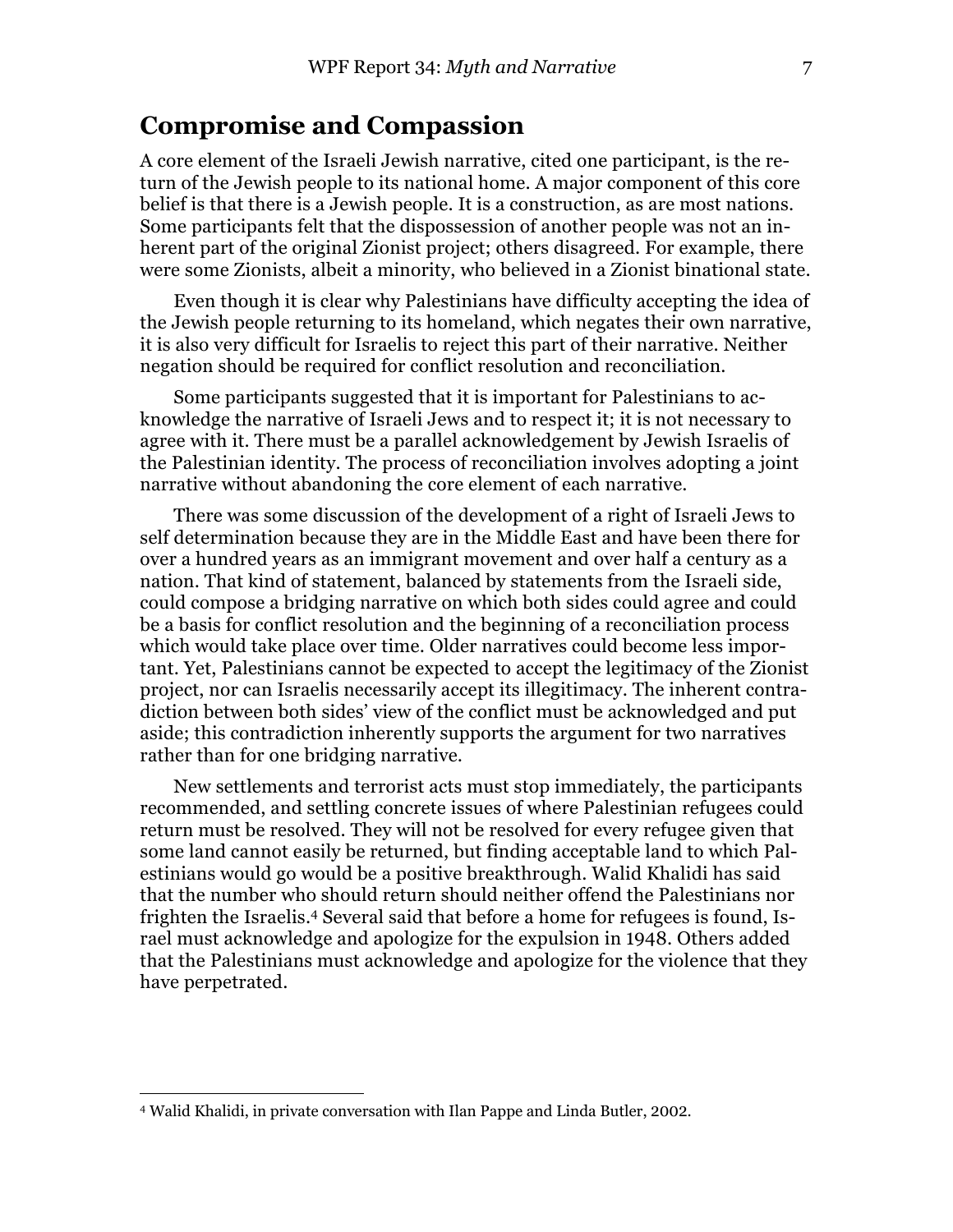## Compromise and Compassion

A core element of the Israeli Jewish narrative, cited one participant, is the return of the Jewish people to its national home. A major component of this core belief is that there is a Jewish people. It is a construction, as are most nations. Some participants felt that the dispossession of another people was not an inherent part of the original Zionist project; others disagreed. For example, there were some Zionists, albeit a minority, who believed in a Zionist binational state.

Even though it is clear why Palestinians have difficulty accepting the idea of the Jewish people returning to its homeland, which negates their own narrative, it is also very difficult for Israelis to reject this part of their narrative. Neither negation should be required for conflict resolution and reconciliation.

Some participants suggested that it is important for Palestinians to acknowledge the narrative of Israeli Jews and to respect it; it is not necessary to agree with it. There must be a parallel acknowledgement by Jewish Israelis of the Palestinian identity. The process of reconciliation involves adopting a joint narrative without abandoning the core element of each narrative.

There was some discussion of the development of a right of Israeli Jews to self determination because they are in the Middle East and have been there for over a hundred years as an immigrant movement and over half a century as a nation. That kind of statement, balanced by statements from the Israeli side, could compose a bridging narrative on which both sides could agree and could be a basis for conflict resolution and the beginning of a reconciliation process which would take place over time. Older narratives could become less important. Yet, Palestinians cannot be expected to accept the legitimacy of the Zionist project, nor can Israelis necessarily accept its illegitimacy. The inherent contradiction between both sides' view of the conflict must be acknowledged and put aside; this contradiction inherently supports the argument for two narratives rather than for one bridging narrative.

New settlements and terrorist acts must stop immediately, the participants recommended, and settling concrete issues of where Palestinian refugees could return must be resolved. They will not be resolved for every refugee given that some land cannot easily be returned, but finding acceptable land to which Palestinians would go would be a positive breakthrough. Walid Khalidi has said that the number who should return should neither offend the Palestinians nor frighten the Israelis.[4] Several said that before a home for refugees is found, Israel must acknowledge and apologize for the expulsion in 1948. Others added that the Palestinians must acknowledge and apologize for the violence that they have perpetrated.

---

[4] Walid Khalidi, in private conversation with Ilan Pappe and Linda Butler, 2002.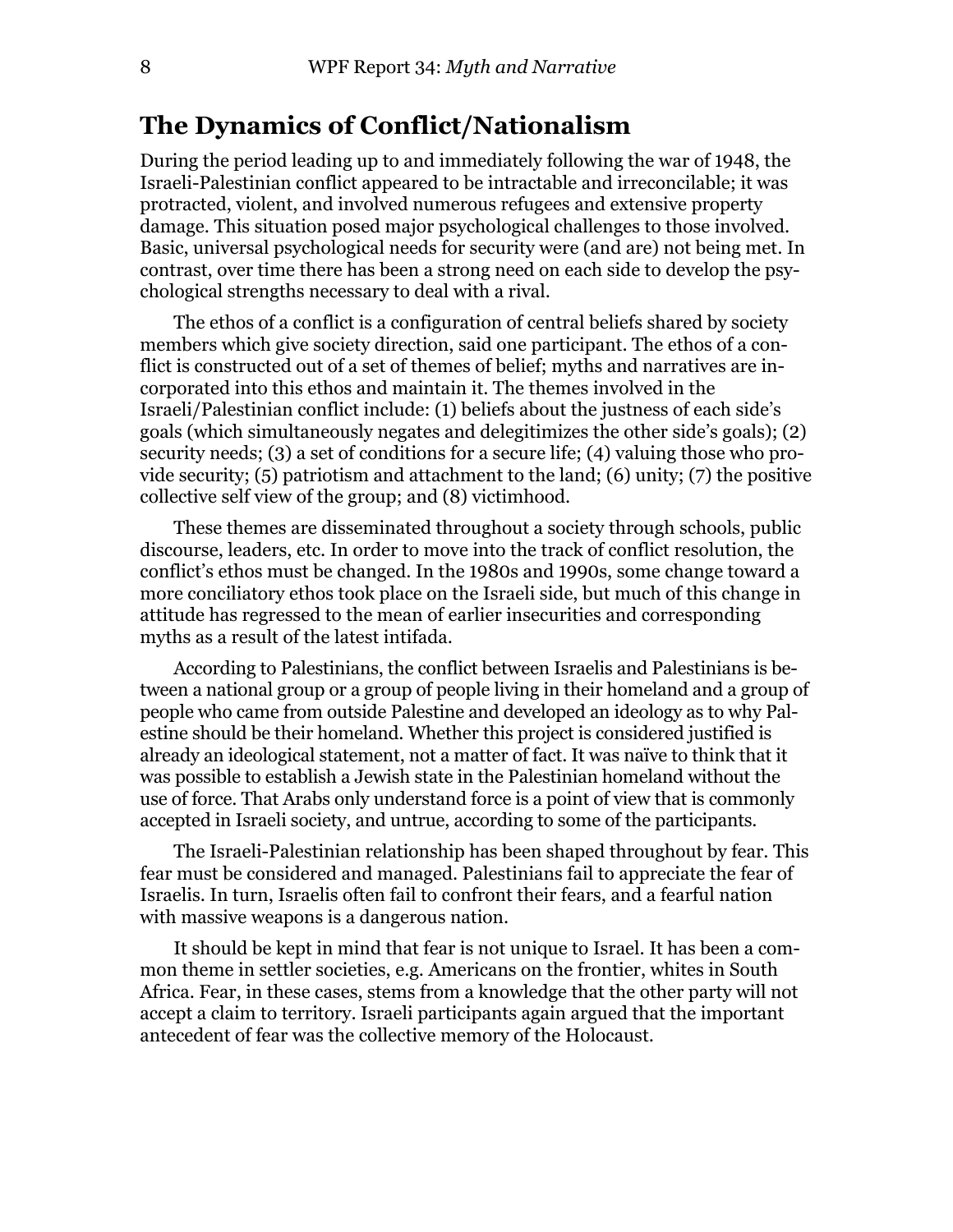## The Dynamics of Conflict/Nationalism

During the period leading up to and immediately following the war of 1948, the Israeli-Palestinian conflict appeared to be intractable and irreconcilable; it was protracted, violent, and involved numerous refugees and extensive property damage. This situation posed major psychological challenges to those involved. Basic, universal psychological needs for security were (and are) not being met. In contrast, over time there has been a strong need on each side to develop the psychological strengths necessary to deal with a rival.

The ethos of a conflict is a configuration of central beliefs shared by society members which give society direction, said one participant. The ethos of a conflict is constructed out of a set of themes of belief; myths and narratives are incorporated into this ethos and maintain it. The themes involved in the Israeli/Palestinian conflict include: (1) beliefs about the justness of each side's goals (which simultaneously negates and delegitimizes the other side's goals); (2) security needs; (3) a set of conditions for a secure life; (4) valuing those who provide security; (5) patriotism and attachment to the land; (6) unity; (7) the positive collective self view of the group; and (8) victimhood.

These themes are disseminated throughout a society through schools, public discourse, leaders, etc. In order to move into the track of conflict resolution, the conflict's ethos must be changed. In the 1980s and 1990s, some change toward a more conciliatory ethos took place on the Israeli side, but much of this change in attitude has regressed to the mean of earlier insecurities and corresponding myths as a result of the latest intifada.

According to Palestinians, the conflict between Israelis and Palestinians is between a national group or a group of people living in their homeland and a group of people who came from outside Palestine and developed an ideology as to why Palestine should be their homeland. Whether this project is considered justified is already an ideological statement, not a matter of fact. It was naïve to think that it was possible to establish a Jewish state in the Palestinian homeland without the use of force. That Arabs only understand force is a point of view that is commonly accepted in Israeli society, and untrue, according to some of the participants.

The Israeli-Palestinian relationship has been shaped throughout by fear. This fear must be considered and managed. Palestinians fail to appreciate the fear of Israelis. In turn, Israelis often fail to confront their fears, and a fearful nation with massive weapons is a dangerous nation.

It should be kept in mind that fear is not unique to Israel. It has been a common theme in settler societies, e.g. Americans on the frontier, whites in South Africa. Fear, in these cases, stems from a knowledge that the other party will not accept a claim to territory. Israeli participants again argued that the important antecedent of fear was the collective memory of the Holocaust.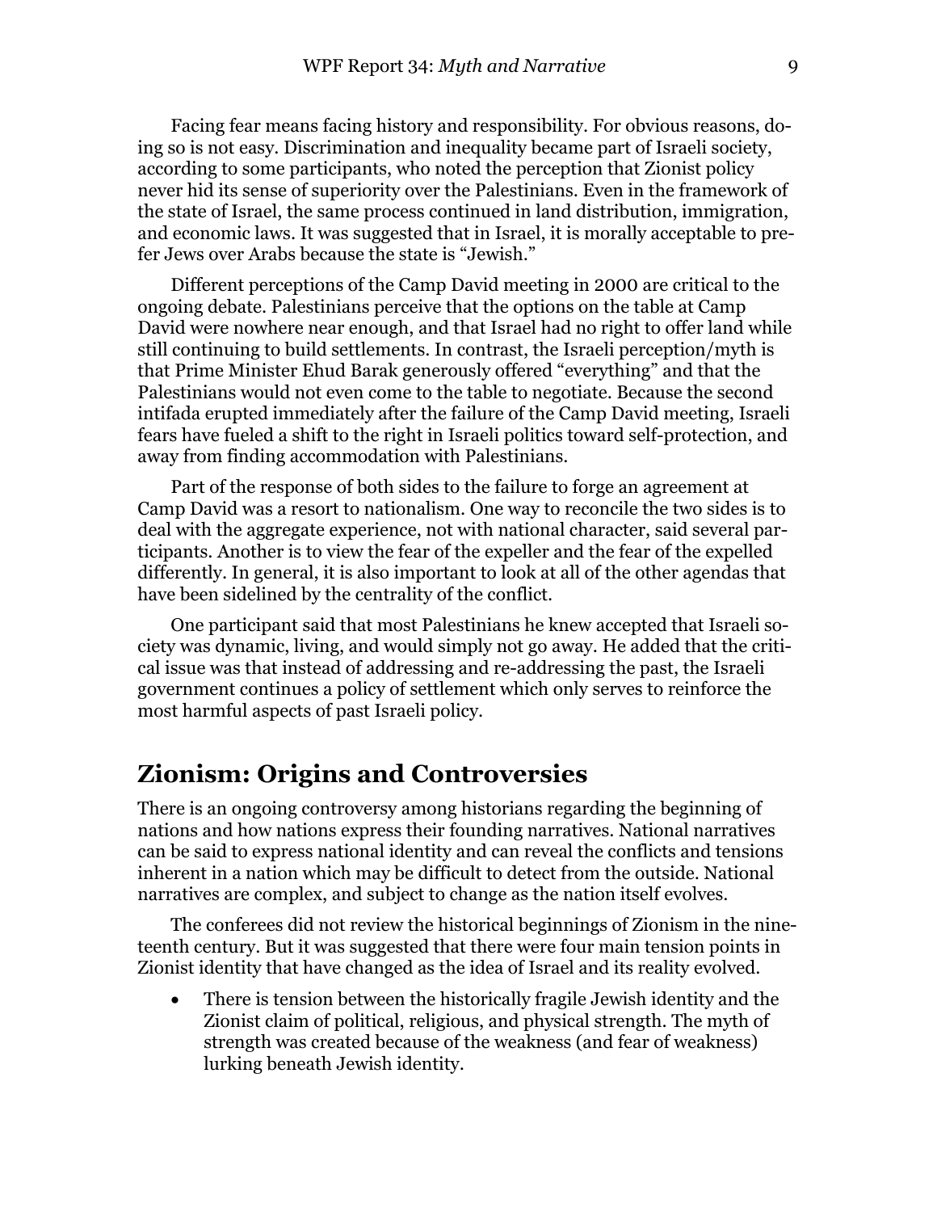Facing fear means facing history and responsibility. For obvious reasons, doing so is not easy. Discrimination and inequality became part of Israeli society, according to some participants, who noted the perception that Zionist policy never hid its sense of superiority over the Palestinians. Even in the framework of the state of Israel, the same process continued in land distribution, immigration, and economic laws. It was suggested that in Israel, it is morally acceptable to prefer Jews over Arabs because the state is "Jewish."

Different perceptions of the Camp David meeting in 2000 are critical to the ongoing debate. Palestinians perceive that the options on the table at Camp David were nowhere near enough, and that Israel had no right to offer land while still continuing to build settlements. In contrast, the Israeli perception/myth is that Prime Minister Ehud Barak generously offered "everything" and that the Palestinians would not even come to the table to negotiate. Because the second intifada erupted immediately after the failure of the Camp David meeting, Israeli fears have fueled a shift to the right in Israeli politics toward self-protection, and away from finding accommodation with Palestinians.

Part of the response of both sides to the failure to forge an agreement at Camp David was a resort to nationalism. One way to reconcile the two sides is to deal with the aggregate experience, not with national character, said several participants. Another is to view the fear of the expeller and the fear of the expelled differently. In general, it is also important to look at all of the other agendas that have been sidelined by the centrality of the conflict.

One participant said that most Palestinians he knew accepted that Israeli society was dynamic, living, and would simply not go away. He added that the critical issue was that instead of addressing and re-addressing the past, the Israeli government continues a policy of settlement which only serves to reinforce the most harmful aspects of past Israeli policy.

## Zionism: Origins and Controversies

There is an ongoing controversy among historians regarding the beginning of nations and how nations express their founding narratives. National narratives can be said to express national identity and can reveal the conflicts and tensions inherent in a nation which may be difficult to detect from the outside. National narratives are complex, and subject to change as the nation itself evolves.

The conferees did not review the historical beginnings of Zionism in the nineteenth century. But it was suggested that there were four main tension points in Zionist identity that have changed as the idea of Israel and its reality evolved.

- There is tension between the historically fragile Jewish identity and the Zionist claim of political, religious, and physical strength. The myth of strength was created because of the weakness (and fear of weakness) lurking beneath Jewish identity.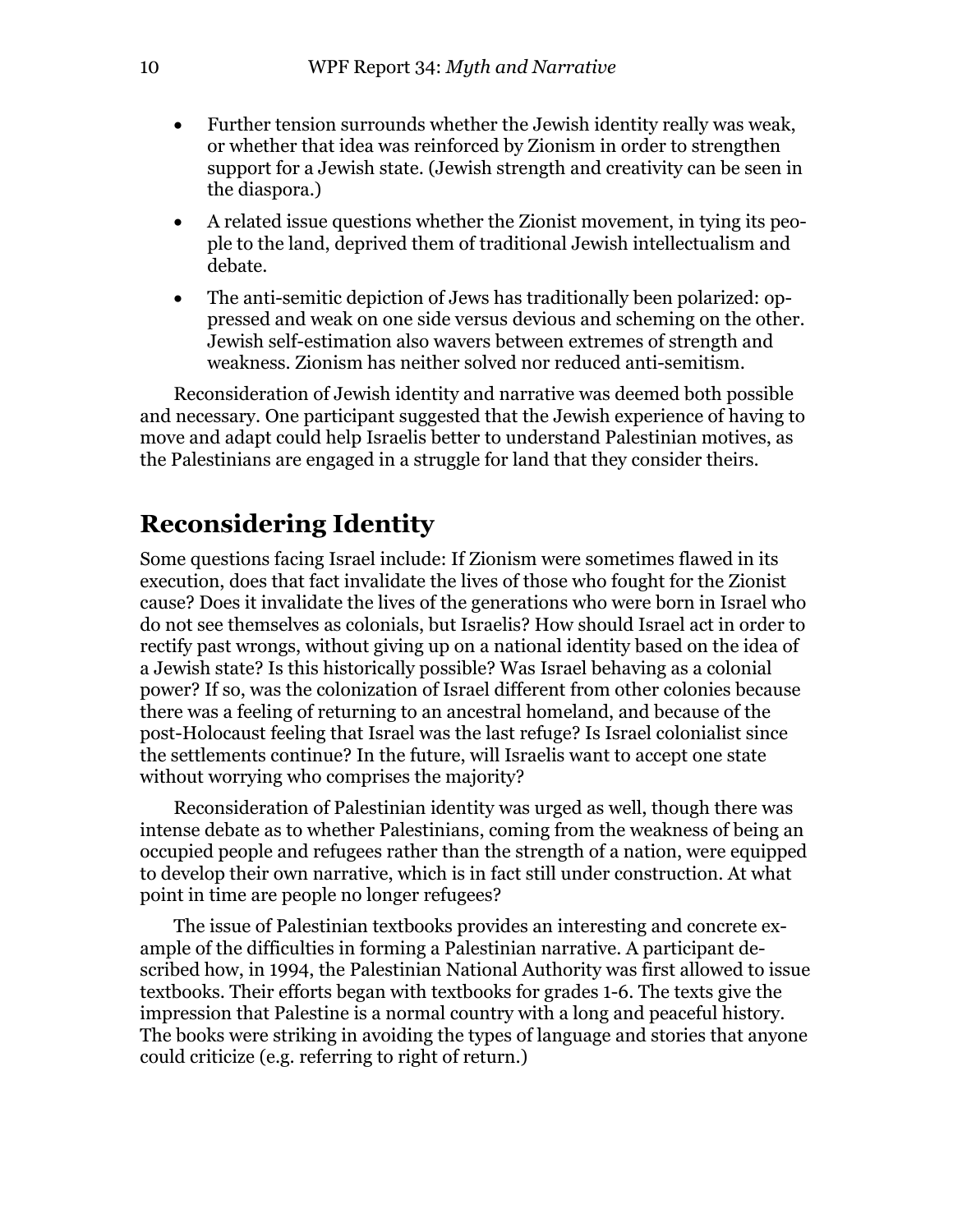- Further tension surrounds whether the Jewish identity really was weak, or whether that idea was reinforced by Zionism in order to strengthen support for a Jewish state. (Jewish strength and creativity can be seen in the diaspora.)
- A related issue questions whether the Zionist movement, in tying its people to the land, deprived them of traditional Jewish intellectualism and debate.
- The anti-semitic depiction of Jews has traditionally been polarized: oppressed and weak on one side versus devious and scheming on the other. Jewish self-estimation also wavers between extremes of strength and weakness. Zionism has neither solved nor reduced anti-semitism.

Reconsideration of Jewish identity and narrative was deemed both possible and necessary. One participant suggested that the Jewish experience of having to move and adapt could help Israelis better to understand Palestinian motives, as the Palestinians are engaged in a struggle for land that they consider theirs.

## Reconsidering Identity

Some questions facing Israel include: If Zionism were sometimes flawed in its execution, does that fact invalidate the lives of those who fought for the Zionist cause? Does it invalidate the lives of the generations who were born in Israel who do not see themselves as colonials, but Israelis? How should Israel act in order to rectify past wrongs, without giving up on a national identity based on the idea of a Jewish state? Is this historically possible? Was Israel behaving as a colonial power? If so, was the colonization of Israel different from other colonies because there was a feeling of returning to an ancestral homeland, and because of the post-Holocaust feeling that Israel was the last refuge? Is Israel colonialist since the settlements continue? In the future, will Israelis want to accept one state without worrying who comprises the majority?

Reconsideration of Palestinian identity was urged as well, though there was intense debate as to whether Palestinians, coming from the weakness of being an occupied people and refugees rather than the strength of a nation, were equipped to develop their own narrative, which is in fact still under construction. At what point in time are people no longer refugees?

The issue of Palestinian textbooks provides an interesting and concrete example of the difficulties in forming a Palestinian narrative. A participant described how, in 1994, the Palestinian National Authority was first allowed to issue textbooks. Their efforts began with textbooks for grades 1-6. The texts give the impression that Palestine is a normal country with a long and peaceful history. The books were striking in avoiding the types of language and stories that anyone could criticize (e.g. referring to right of return.)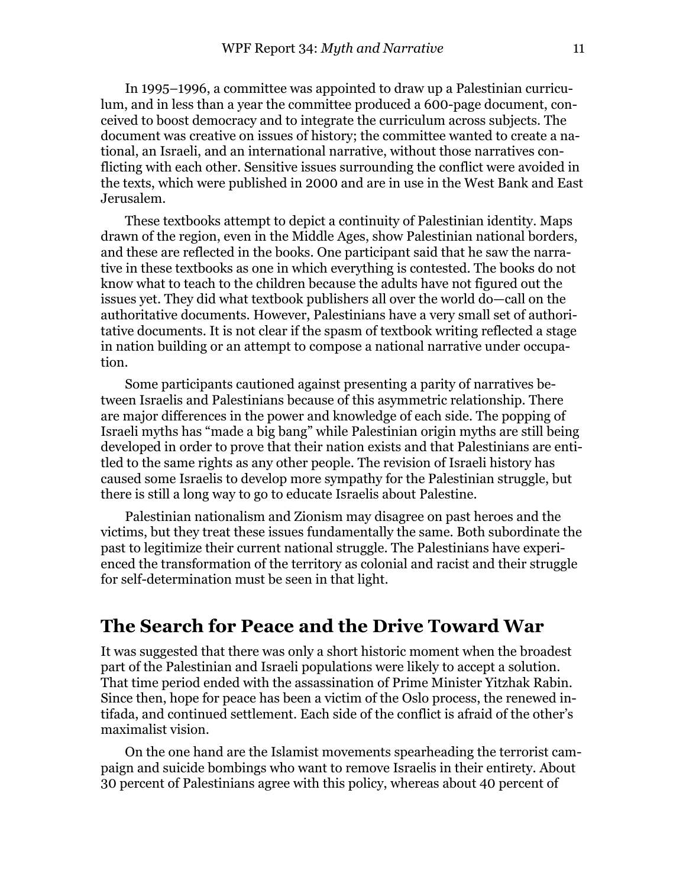In 1995–1996, a committee was appointed to draw up a Palestinian curriculum, and in less than a year the committee produced a 600-page document, conceived to boost democracy and to integrate the curriculum across subjects. The document was creative on issues of history; the committee wanted to create a national, an Israeli, and an international narrative, without those narratives conflicting with each other. Sensitive issues surrounding the conflict were avoided in the texts, which were published in 2000 and are in use in the West Bank and East Jerusalem.

These textbooks attempt to depict a continuity of Palestinian identity. Maps drawn of the region, even in the Middle Ages, show Palestinian national borders, and these are reflected in the books. One participant said that he saw the narrative in these textbooks as one in which everything is contested. The books do not know what to teach to the children because the adults have not figured out the issues yet. They did what textbook publishers all over the world do—call on the authoritative documents. However, Palestinians have a very small set of authoritative documents. It is not clear if the spasm of textbook writing reflected a stage in nation building or an attempt to compose a national narrative under occupation.

Some participants cautioned against presenting a parity of narratives between Israelis and Palestinians because of this asymmetric relationship. There are major differences in the power and knowledge of each side. The popping of Israeli myths has "made a big bang" while Palestinian origin myths are still being developed in order to prove that their nation exists and that Palestinians are entitled to the same rights as any other people. The revision of Israeli history has caused some Israelis to develop more sympathy for the Palestinian struggle, but there is still a long way to go to educate Israelis about Palestine.

Palestinian nationalism and Zionism may disagree on past heroes and the victims, but they treat these issues fundamentally the same. Both subordinate the past to legitimize their current national struggle. The Palestinians have experienced the transformation of the territory as colonial and racist and their struggle for self-determination must be seen in that light.

## The Search for Peace and the Drive Toward War

It was suggested that there was only a short historic moment when the broadest part of the Palestinian and Israeli populations were likely to accept a solution. That time period ended with the assassination of Prime Minister Yitzhak Rabin. Since then, hope for peace has been a victim of the Oslo process, the renewed intifada, and continued settlement. Each side of the conflict is afraid of the other's maximalist vision.

On the one hand are the Islamist movements spearheading the terrorist campaign and suicide bombings who want to remove Israelis in their entirety. About 30 percent of Palestinians agree with this policy, whereas about 40 percent of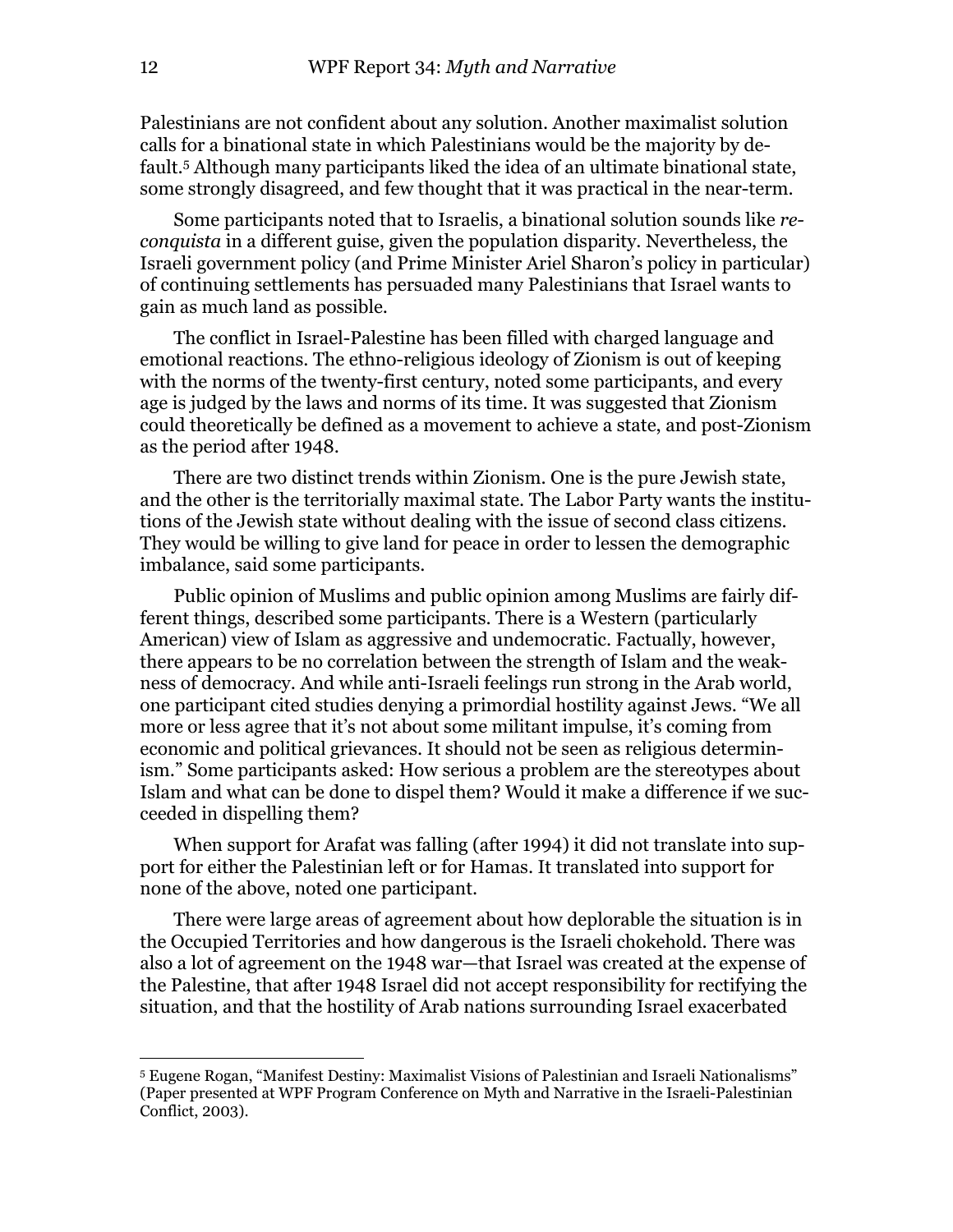Palestinians are not confident about any solution. Another maximalist solution calls for a binational state in which Palestinians would be the majority by default.[5] Although many participants liked the idea of an ultimate binational state, some strongly disagreed, and few thought that it was practical in the near-term.

Some participants noted that to Israelis, a binational solution sounds like *reconquista* in a different guise, given the population disparity. Nevertheless, the Israeli government policy (and Prime Minister Ariel Sharon's policy in particular) of continuing settlements has persuaded many Palestinians that Israel wants to gain as much land as possible.

The conflict in Israel-Palestine has been filled with charged language and emotional reactions. The ethno-religious ideology of Zionism is out of keeping with the norms of the twenty-first century, noted some participants, and every age is judged by the laws and norms of its time. It was suggested that Zionism could theoretically be defined as a movement to achieve a state, and post-Zionism as the period after 1948.

There are two distinct trends within Zionism. One is the pure Jewish state, and the other is the territorially maximal state. The Labor Party wants the institutions of the Jewish state without dealing with the issue of second class citizens. They would be willing to give land for peace in order to lessen the demographic imbalance, said some participants.

Public opinion of Muslims and public opinion among Muslims are fairly different things, described some participants. There is a Western (particularly American) view of Islam as aggressive and undemocratic. Factually, however, there appears to be no correlation between the strength of Islam and the weakness of democracy. And while anti-Israeli feelings run strong in the Arab world, one participant cited studies denying a primordial hostility against Jews. "We all more or less agree that it's not about some militant impulse, it's coming from economic and political grievances. It should not be seen as religious determinism." Some participants asked: How serious a problem are the stereotypes about Islam and what can be done to dispel them? Would it make a difference if we succeeded in dispelling them?

When support for Arafat was falling (after 1994) it did not translate into support for either the Palestinian left or for Hamas. It translated into support for none of the above, noted one participant.

There were large areas of agreement about how deplorable the situation is in the Occupied Territories and how dangerous is the Israeli chokehold. There was also a lot of agreement on the 1948 war—that Israel was created at the expense of the Palestine, that after 1948 Israel did not accept responsibility for rectifying the situation, and that the hostility of Arab nations surrounding Israel exacerbated

[5] Eugene Rogan, "Manifest Destiny: Maximalist Visions of Palestinian and Israeli Nationalisms" (Paper presented at WPF Program Conference on Myth and Narrative in the Israeli-Palestinian Conflict, 2003).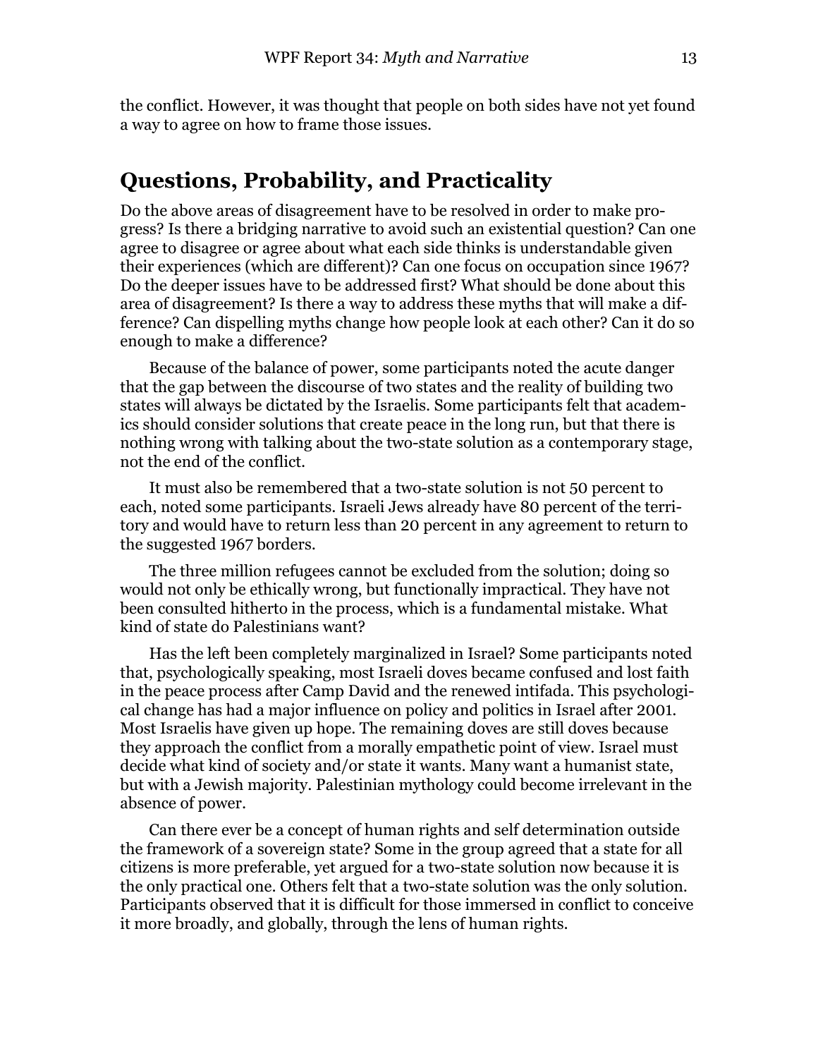the conflict. However, it was thought that people on both sides have not yet found a way to agree on how to frame those issues.

## Questions, Probability, and Practicality

Do the above areas of disagreement have to be resolved in order to make progress? Is there a bridging narrative to avoid such an existential question? Can one agree to disagree or agree about what each side thinks is understandable given their experiences (which are different)? Can one focus on occupation since 1967? Do the deeper issues have to be addressed first? What should be done about this area of disagreement? Is there a way to address these myths that will make a difference? Can dispelling myths change how people look at each other? Can it do so enough to make a difference?

Because of the balance of power, some participants noted the acute danger that the gap between the discourse of two states and the reality of building two states will always be dictated by the Israelis. Some participants felt that academics should consider solutions that create peace in the long run, but that there is nothing wrong with talking about the two-state solution as a contemporary stage, not the end of the conflict.

It must also be remembered that a two-state solution is not 50 percent to each, noted some participants. Israeli Jews already have 80 percent of the territory and would have to return less than 20 percent in any agreement to return to the suggested 1967 borders.

The three million refugees cannot be excluded from the solution; doing so would not only be ethically wrong, but functionally impractical. They have not been consulted hitherto in the process, which is a fundamental mistake. What kind of state do Palestinians want?

Has the left been completely marginalized in Israel? Some participants noted that, psychologically speaking, most Israeli doves became confused and lost faith in the peace process after Camp David and the renewed intifada. This psychological change has had a major influence on policy and politics in Israel after 2001. Most Israelis have given up hope. The remaining doves are still doves because they approach the conflict from a morally empathetic point of view. Israel must decide what kind of society and/or state it wants. Many want a humanist state, but with a Jewish majority. Palestinian mythology could become irrelevant in the absence of power.

Can there ever be a concept of human rights and self determination outside the framework of a sovereign state? Some in the group agreed that a state for all citizens is more preferable, yet argued for a two-state solution now because it is the only practical one. Others felt that a two-state solution was the only solution. Participants observed that it is difficult for those immersed in conflict to conceive it more broadly, and globally, through the lens of human rights.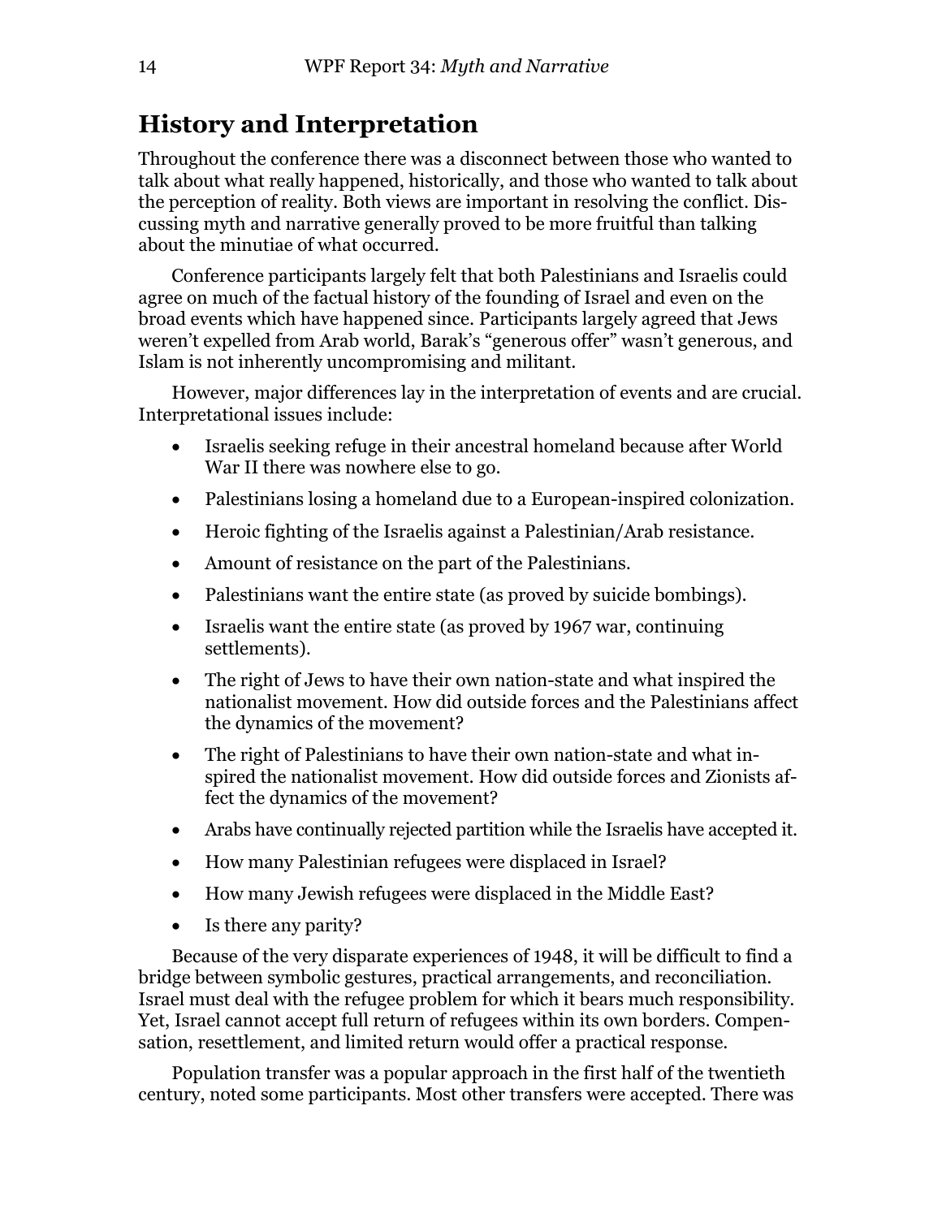## History and Interpretation

Throughout the conference there was a disconnect between those who wanted to talk about what really happened, historically, and those who wanted to talk about the perception of reality. Both views are important in resolving the conflict. Discussing myth and narrative generally proved to be more fruitful than talking about the minutiae of what occurred.

Conference participants largely felt that both Palestinians and Israelis could agree on much of the factual history of the founding of Israel and even on the broad events which have happened since. Participants largely agreed that Jews weren't expelled from Arab world, Barak's "generous offer" wasn't generous, and Islam is not inherently uncompromising and militant.

However, major differences lay in the interpretation of events and are crucial. Interpretational issues include:

- Israelis seeking refuge in their ancestral homeland because after World War II there was nowhere else to go.
- Palestinians losing a homeland due to a European-inspired colonization.
- Heroic fighting of the Israelis against a Palestinian/Arab resistance.
- Amount of resistance on the part of the Palestinians.
- Palestinians want the entire state (as proved by suicide bombings).
- Israelis want the entire state (as proved by 1967 war, continuing settlements).
- The right of Jews to have their own nation-state and what inspired the nationalist movement. How did outside forces and the Palestinians affect the dynamics of the movement?
- The right of Palestinians to have their own nation-state and what inspired the nationalist movement. How did outside forces and Zionists affect the dynamics of the movement?
- Arabs have continually rejected partition while the Israelis have accepted it.
- How many Palestinian refugees were displaced in Israel?
- How many Jewish refugees were displaced in the Middle East?
- Is there any parity?

Because of the very disparate experiences of 1948, it will be difficult to find a bridge between symbolic gestures, practical arrangements, and reconciliation. Israel must deal with the refugee problem for which it bears much responsibility. Yet, Israel cannot accept full return of refugees within its own borders. Compensation, resettlement, and limited return would offer a practical response.

Population transfer was a popular approach in the first half of the twentieth century, noted some participants. Most other transfers were accepted. There was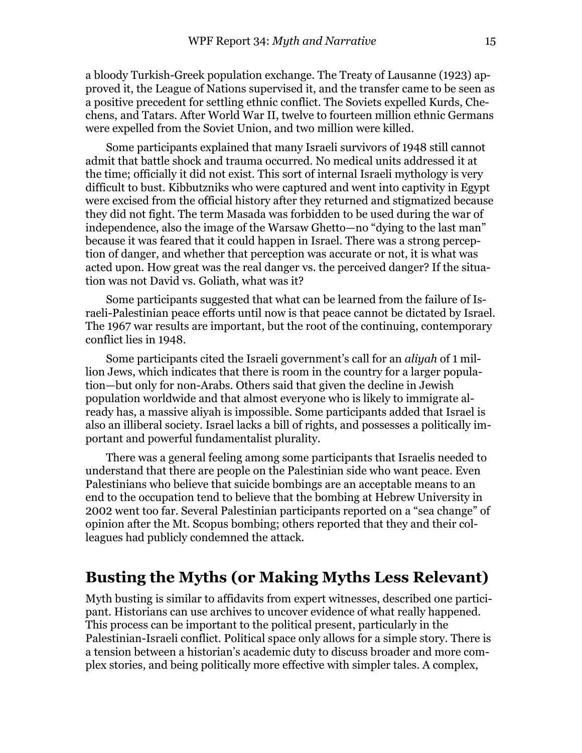a bloody Turkish-Greek population exchange. The Treaty of Lausanne (1923) approved it, the League of Nations supervised it, and the transfer came to be seen as a positive precedent for settling ethnic conflict. The Soviets expelled Kurds, Chechens, and Tatars. After World War II, twelve to fourteen million ethnic Germans were expelled from the Soviet Union, and two million were killed.

Some participants explained that many Israeli survivors of 1948 still cannot admit that battle shock and trauma occurred. No medical units addressed it at the time; officially it did not exist. This sort of internal Israeli mythology is very difficult to bust. Kibbutzniks who were captured and went into captivity in Egypt were excised from the official history after they returned and stigmatized because they did not fight. The term Masada was forbidden to be used during the war of independence, also the image of the Warsaw Ghetto—no "dying to the last man" because it was feared that it could happen in Israel. There was a strong perception of danger, and whether that perception was accurate or not, it is what was acted upon. How great was the real danger vs. the perceived danger? If the situation was not David vs. Goliath, what was it?

Some participants suggested that what can be learned from the failure of Israeli-Palestinian peace efforts until now is that peace cannot be dictated by Israel. The 1967 war results are important, but the root of the continuing, contemporary conflict lies in 1948.

Some participants cited the Israeli government's call for an *aliyah* of 1 million Jews, which indicates that there is room in the country for a larger population—but only for non-Arabs. Others said that given the decline in Jewish population worldwide and that almost everyone who is likely to immigrate already has, a massive aliyah is impossible. Some participants added that Israel is also an illiberal society. Israel lacks a bill of rights, and possesses a politically important and powerful fundamentalist plurality.

There was a general feeling among some participants that Israelis needed to understand that there are people on the Palestinian side who want peace. Even Palestinians who believe that suicide bombings are an acceptable means to an end to the occupation tend to believe that the bombing at Hebrew University in 2002 went too far. Several Palestinian participants reported on a "sea change" of opinion after the Mt. Scopus bombing; others reported that they and their colleagues had publicly condemned the attack.

## Busting the Myths (or Making Myths Less Relevant)

Myth busting is similar to affidavits from expert witnesses, described one participant. Historians can use archives to uncover evidence of what really happened. This process can be important to the political present, particularly in the Palestinian-Israeli conflict. Political space only allows for a simple story. There is a tension between a historian's academic duty to discuss broader and more complex stories, and being politically more effective with simpler tales. A complex,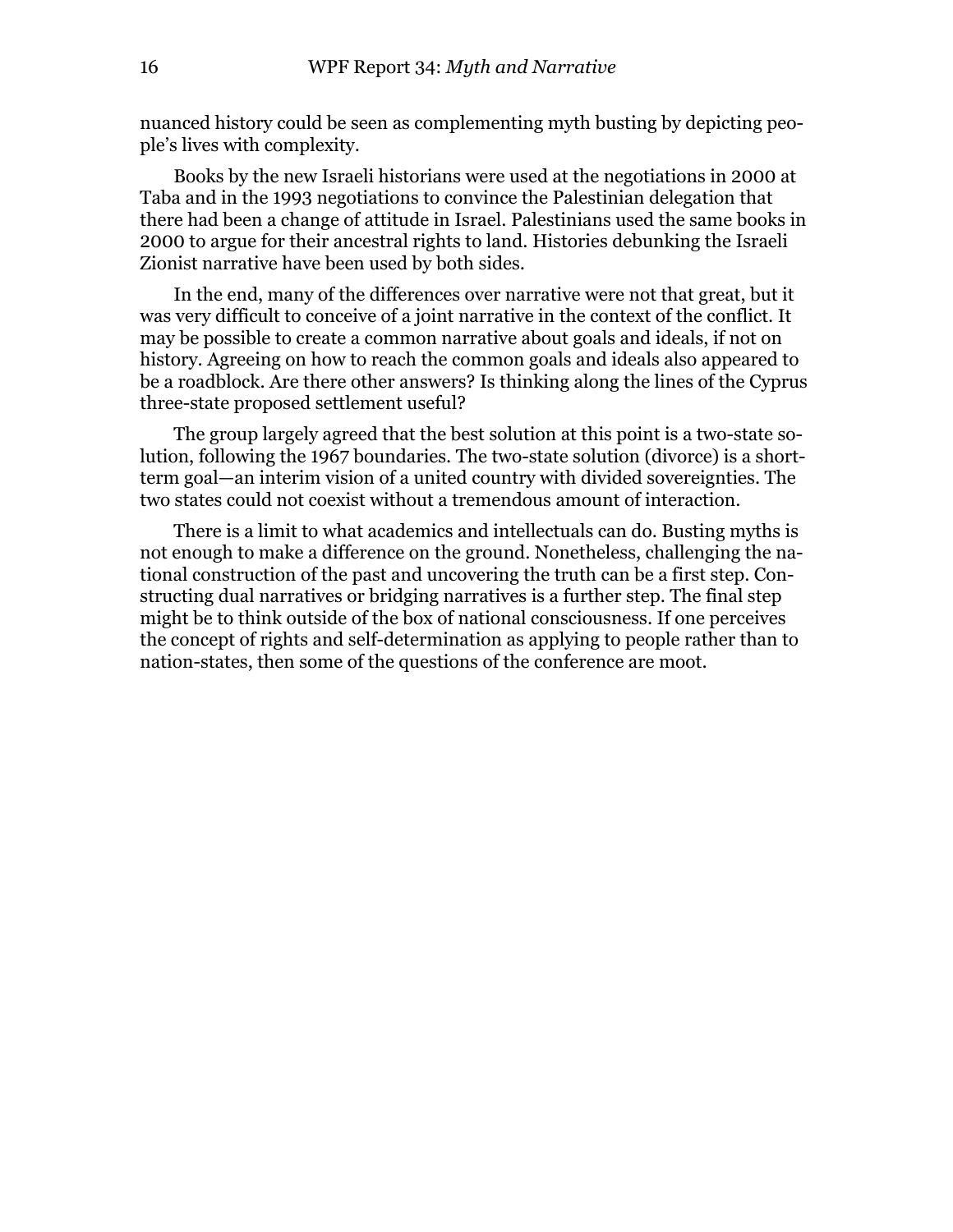nuanced history could be seen as complementing myth busting by depicting people's lives with complexity.

Books by the new Israeli historians were used at the negotiations in 2000 at Taba and in the 1993 negotiations to convince the Palestinian delegation that there had been a change of attitude in Israel. Palestinians used the same books in 2000 to argue for their ancestral rights to land. Histories debunking the Israeli Zionist narrative have been used by both sides.

In the end, many of the differences over narrative were not that great, but it was very difficult to conceive of a joint narrative in the context of the conflict. It may be possible to create a common narrative about goals and ideals, if not on history. Agreeing on how to reach the common goals and ideals also appeared to be a roadblock. Are there other answers? Is thinking along the lines of the Cyprus three-state proposed settlement useful?

The group largely agreed that the best solution at this point is a two-state solution, following the 1967 boundaries. The two-state solution (divorce) is a short-term goal—an interim vision of a united country with divided sovereignties. The two states could not coexist without a tremendous amount of interaction.

There is a limit to what academics and intellectuals can do. Busting myths is not enough to make a difference on the ground. Nonetheless, challenging the national construction of the past and uncovering the truth can be a first step. Constructing dual narratives or bridging narratives is a further step. The final step might be to think outside of the box of national consciousness. If one perceives the concept of rights and self-determination as applying to people rather than to nation-states, then some of the questions of the conference are moot.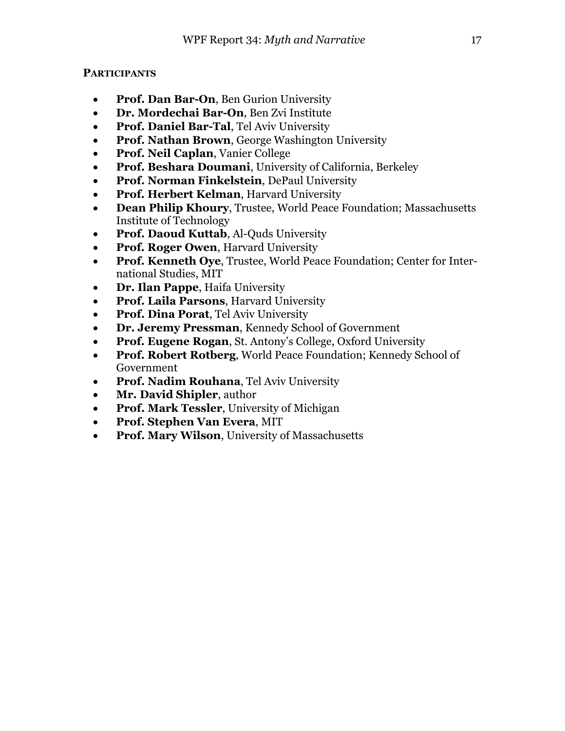## PARTICIPANTS

- **Prof. Dan Bar-On**, Ben Gurion University
- **Dr. Mordechai Bar-On**, Ben Zvi Institute
- **Prof. Daniel Bar-Tal**, Tel Aviv University
- **Prof. Nathan Brown**, George Washington University
- **Prof. Neil Caplan**, Vanier College
- **Prof. Beshara Doumani**, University of California, Berkeley
- **Prof. Norman Finkelstein**, DePaul University
- **Prof. Herbert Kelman**, Harvard University
- **Dean Philip Khoury**, Trustee, World Peace Foundation; Massachusetts Institute of Technology
- **Prof. Daoud Kuttab**, Al-Quds University
- **Prof. Roger Owen**, Harvard University
- **Prof. Kenneth Oye**, Trustee, World Peace Foundation; Center for International Studies, MIT
- **Dr. Ilan Pappe**, Haifa University
- **Prof. Laila Parsons**, Harvard University
- **Prof. Dina Porat**, Tel Aviv University
- **Dr. Jeremy Pressman**, Kennedy School of Government
- **Prof. Eugene Rogan**, St. Antony's College, Oxford University
- **Prof. Robert Rotberg**, World Peace Foundation; Kennedy School of Government
- **Prof. Nadim Rouhana**, Tel Aviv University
- **Mr. David Shipler**, author
- **Prof. Mark Tessler**, University of Michigan
- **Prof. Stephen Van Evera**, MIT
- **Prof. Mary Wilson**, University of Massachusetts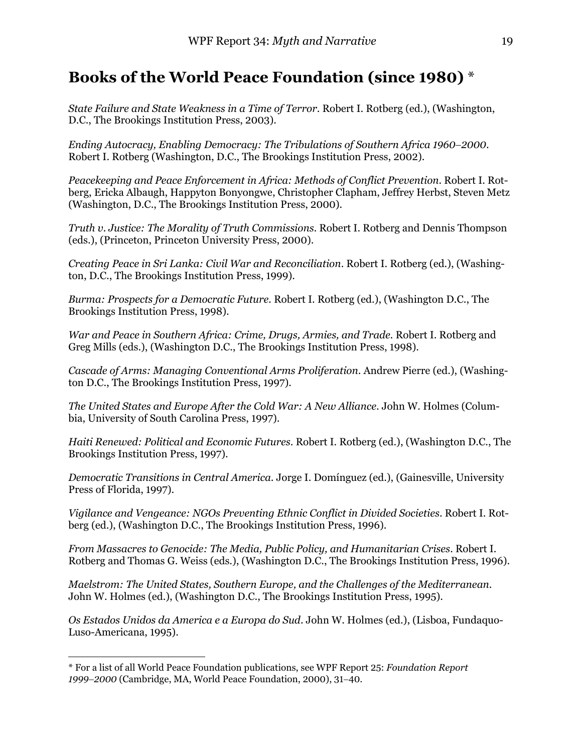## Books of the World Peace Foundation (since 1980) *

*State Failure and State Weakness in a Time of Terror*. Robert I. Rotberg (ed.), (Washington, D.C., The Brookings Institution Press, 2003).

*Ending Autocracy, Enabling Democracy: The Tribulations of Southern Africa 1960–2000*. Robert I. Rotberg (Washington, D.C., The Brookings Institution Press, 2002).

*Peacekeeping and Peace Enforcement in Africa: Methods of Conflict Prevention*. Robert I. Rotberg, Ericka Albaugh, Happyton Bonyongwe, Christopher Clapham, Jeffrey Herbst, Steven Metz (Washington, D.C., The Brookings Institution Press, 2000).

*Truth v. Justice: The Morality of Truth Commissions*. Robert I. Rotberg and Dennis Thompson (eds.), (Princeton, Princeton University Press, 2000).

*Creating Peace in Sri Lanka: Civil War and Reconciliation*. Robert I. Rotberg (ed.), (Washington, D.C., The Brookings Institution Press, 1999).

*Burma: Prospects for a Democratic Future*. Robert I. Rotberg (ed.), (Washington D.C., The Brookings Institution Press, 1998).

*War and Peace in Southern Africa: Crime, Drugs, Armies, and Trade*. Robert I. Rotberg and Greg Mills (eds.), (Washington D.C., The Brookings Institution Press, 1998).

*Cascade of Arms: Managing Conventional Arms Proliferation*. Andrew Pierre (ed.), (Washington D.C., The Brookings Institution Press, 1997).

*The United States and Europe After the Cold War: A New Alliance*. John W. Holmes (Columbia, University of South Carolina Press, 1997).

*Haiti Renewed: Political and Economic Futures*. Robert I. Rotberg (ed.), (Washington D.C., The Brookings Institution Press, 1997).

*Democratic Transitions in Central America*. Jorge I. Domínguez (ed.), (Gainesville, University Press of Florida, 1997).

*Vigilance and Vengeance: NGOs Preventing Ethnic Conflict in Divided Societies*. Robert I. Rotberg (ed.), (Washington D.C., The Brookings Institution Press, 1996).

*From Massacres to Genocide: The Media, Public Policy, and Humanitarian Crises*. Robert I. Rotberg and Thomas G. Weiss (eds.), (Washington D.C., The Brookings Institution Press, 1996).

*Maelstrom: The United States, Southern Europe, and the Challenges of the Mediterranean*. John W. Holmes (ed.), (Washington D.C., The Brookings Institution Press, 1995).

*Os Estados Unidos da America e a Europa do Sud*. John W. Holmes (ed.), (Lisboa, Fundaquo-Luso-Americana, 1995).

* For a list of all World Peace Foundation publications, see WPF Report 25: *Foundation Report 1999–2000* (Cambridge, MA, World Peace Foundation, 2000), 31–40.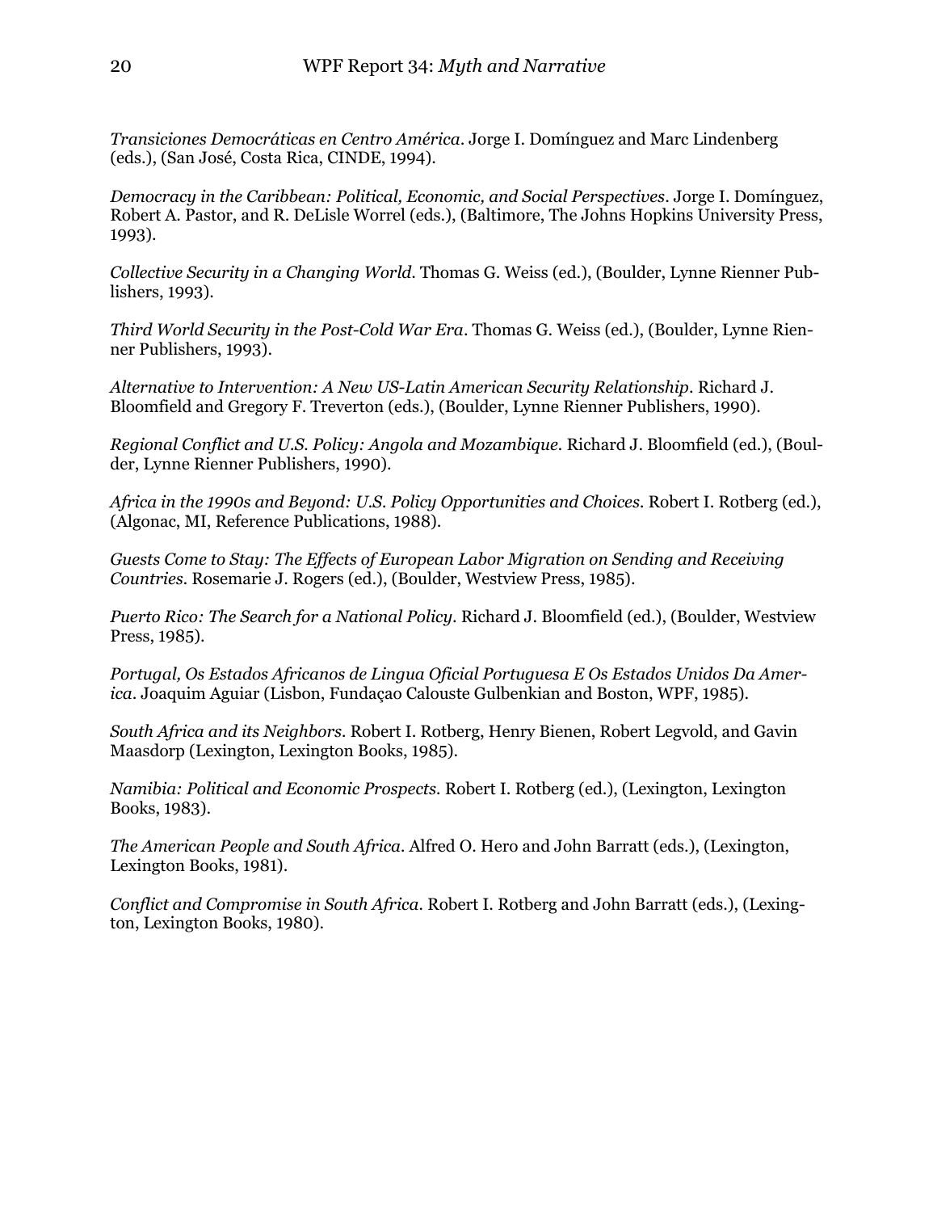*Transiciones Democráticas en Centro América*. Jorge I. Domínguez and Marc Lindenberg (eds.), (San José, Costa Rica, CINDE, 1994).

*Democracy in the Caribbean: Political, Economic, and Social Perspectives*. Jorge I. Domínguez, Robert A. Pastor, and R. DeLisle Worrel (eds.), (Baltimore, The Johns Hopkins University Press, 1993).

*Collective Security in a Changing World*. Thomas G. Weiss (ed.), (Boulder, Lynne Rienner Publishers, 1993).

*Third World Security in the Post-Cold War Era*. Thomas G. Weiss (ed.), (Boulder, Lynne Rienner Publishers, 1993).

*Alternative to Intervention: A New US-Latin American Security Relationship*. Richard J. Bloomfield and Gregory F. Treverton (eds.), (Boulder, Lynne Rienner Publishers, 1990).

*Regional Conflict and U.S. Policy: Angola and Mozambique*. Richard J. Bloomfield (ed.), (Boulder, Lynne Rienner Publishers, 1990).

*Africa in the 1990s and Beyond: U.S. Policy Opportunities and Choices*. Robert I. Rotberg (ed.), (Algonac, MI, Reference Publications, 1988).

*Guests Come to Stay: The Effects of European Labor Migration on Sending and Receiving Countries*. Rosemarie J. Rogers (ed.), (Boulder, Westview Press, 1985).

*Puerto Rico: The Search for a National Policy*. Richard J. Bloomfield (ed.), (Boulder, Westview Press, 1985).

*Portugal, Os Estados Africanos de Lingua Oficial Portuguesa E Os Estados Unidos Da America*. Joaquim Aguiar (Lisbon, Fundaçao Calouste Gulbenkian and Boston, WPF, 1985).

*South Africa and its Neighbors*. Robert I. Rotberg, Henry Bienen, Robert Legvold, and Gavin Maasdorp (Lexington, Lexington Books, 1985).

*Namibia: Political and Economic Prospects*. Robert I. Rotberg (ed.), (Lexington, Lexington Books, 1983).

*The American People and South Africa*. Alfred O. Hero and John Barratt (eds.), (Lexington, Lexington Books, 1981).

*Conflict and Compromise in South Africa*. Robert I. Rotberg and John Barratt (eds.), (Lexington, Lexington Books, 1980).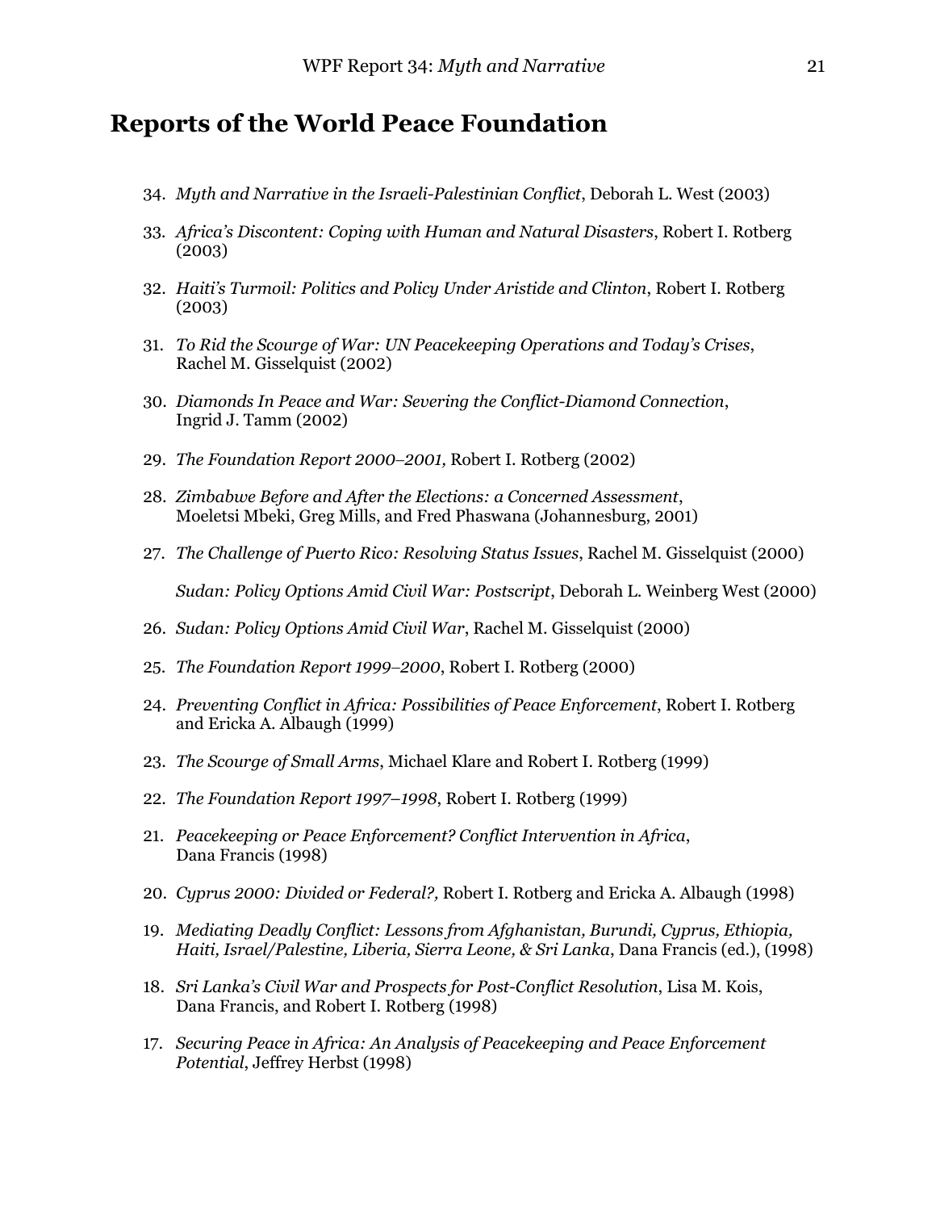# Reports of the World Peace Foundation

34. *Myth and Narrative in the Israeli-Palestinian Conflict*, Deborah L. West (2003)

33. *Africa's Discontent: Coping with Human and Natural Disasters*, Robert I. Rotberg (2003)

32. *Haiti's Turmoil: Politics and Policy Under Aristide and Clinton*, Robert I. Rotberg (2003)

31. *To Rid the Scourge of War: UN Peacekeeping Operations and Today's Crises*, Rachel M. Gisselquist (2002)

30. *Diamonds In Peace and War: Severing the Conflict-Diamond Connection*, Ingrid J. Tamm (2002)

29. *The Foundation Report 2000–2001,* Robert I. Rotberg (2002)

28. *Zimbabwe Before and After the Elections: a Concerned Assessment*, Moeletsi Mbeki, Greg Mills, and Fred Phaswana (Johannesburg, 2001)

27. *The Challenge of Puerto Rico: Resolving Status Issues*, Rachel M. Gisselquist (2000)

    *Sudan: Policy Options Amid Civil War: Postscript*, Deborah L. Weinberg West (2000)

26. *Sudan: Policy Options Amid Civil War*, Rachel M. Gisselquist (2000)

25. *The Foundation Report 1999–2000*, Robert I. Rotberg (2000)

24. *Preventing Conflict in Africa: Possibilities of Peace Enforcement*, Robert I. Rotberg and Ericka A. Albaugh (1999)

23. *The Scourge of Small Arms*, Michael Klare and Robert I. Rotberg (1999)

22. *The Foundation Report 1997–1998*, Robert I. Rotberg (1999)

21. *Peacekeeping or Peace Enforcement? Conflict Intervention in Africa*, Dana Francis (1998)

20. *Cyprus 2000: Divided or Federal?,* Robert I. Rotberg and Ericka A. Albaugh (1998)

19. *Mediating Deadly Conflict: Lessons from Afghanistan, Burundi, Cyprus, Ethiopia, Haiti, Israel/Palestine, Liberia, Sierra Leone, & Sri Lanka*, Dana Francis (ed.), (1998)

18. *Sri Lanka's Civil War and Prospects for Post-Conflict Resolution*, Lisa M. Kois, Dana Francis, and Robert I. Rotberg (1998)

17. *Securing Peace in Africa: An Analysis of Peacekeeping and Peace Enforcement Potential*, Jeffrey Herbst (1998)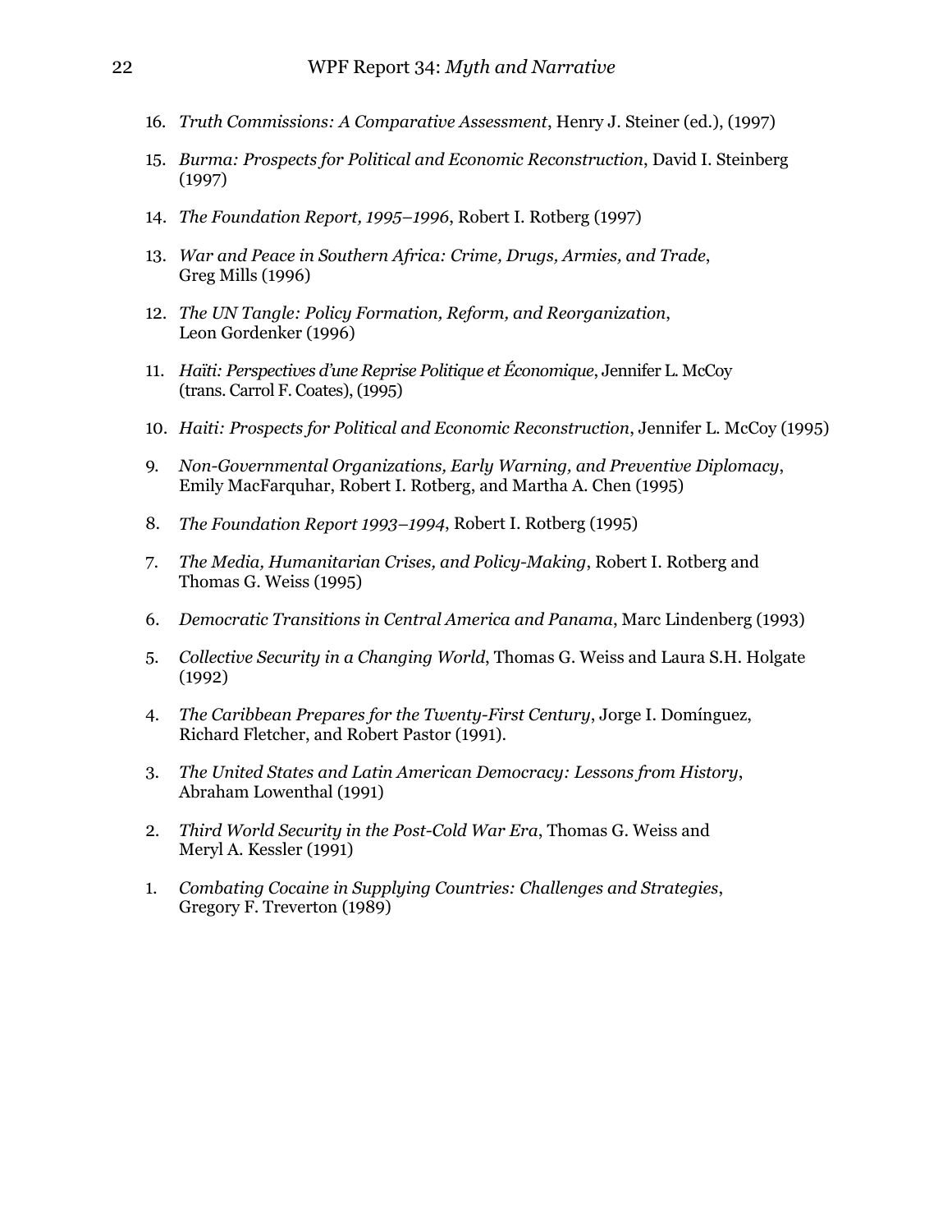16. *Truth Commissions: A Comparative Assessment*, Henry J. Steiner (ed.), (1997)

15. *Burma: Prospects for Political and Economic Reconstruction*, David I. Steinberg (1997)

14. *The Foundation Report, 1995–1996*, Robert I. Rotberg (1997)

13. *War and Peace in Southern Africa: Crime, Drugs, Armies, and Trade*, Greg Mills (1996)

12. *The UN Tangle: Policy Formation, Reform, and Reorganization*, Leon Gordenker (1996)

11. *Haïti: Perspectives d'une Reprise Politique et Économique*, Jennifer L. McCoy (trans. Carrol F. Coates), (1995)

10. *Haiti: Prospects for Political and Economic Reconstruction*, Jennifer L. McCoy (1995)

9. *Non-Governmental Organizations, Early Warning, and Preventive Diplomacy*, Emily MacFarquhar, Robert I. Rotberg, and Martha A. Chen (1995)

8. *The Foundation Report 1993–1994*, Robert I. Rotberg (1995)

7. *The Media, Humanitarian Crises, and Policy-Making*, Robert I. Rotberg and Thomas G. Weiss (1995)

6. *Democratic Transitions in Central America and Panama*, Marc Lindenberg (1993)

5. *Collective Security in a Changing World*, Thomas G. Weiss and Laura S.H. Holgate (1992)

4. *The Caribbean Prepares for the Twenty-First Century*, Jorge I. Domínguez, Richard Fletcher, and Robert Pastor (1991).

3. *The United States and Latin American Democracy: Lessons from History*, Abraham Lowenthal (1991)

2. *Third World Security in the Post-Cold War Era*, Thomas G. Weiss and Meryl A. Kessler (1991)

1. *Combating Cocaine in Supplying Countries: Challenges and Strategies*, Gregory F. Treverton (1989)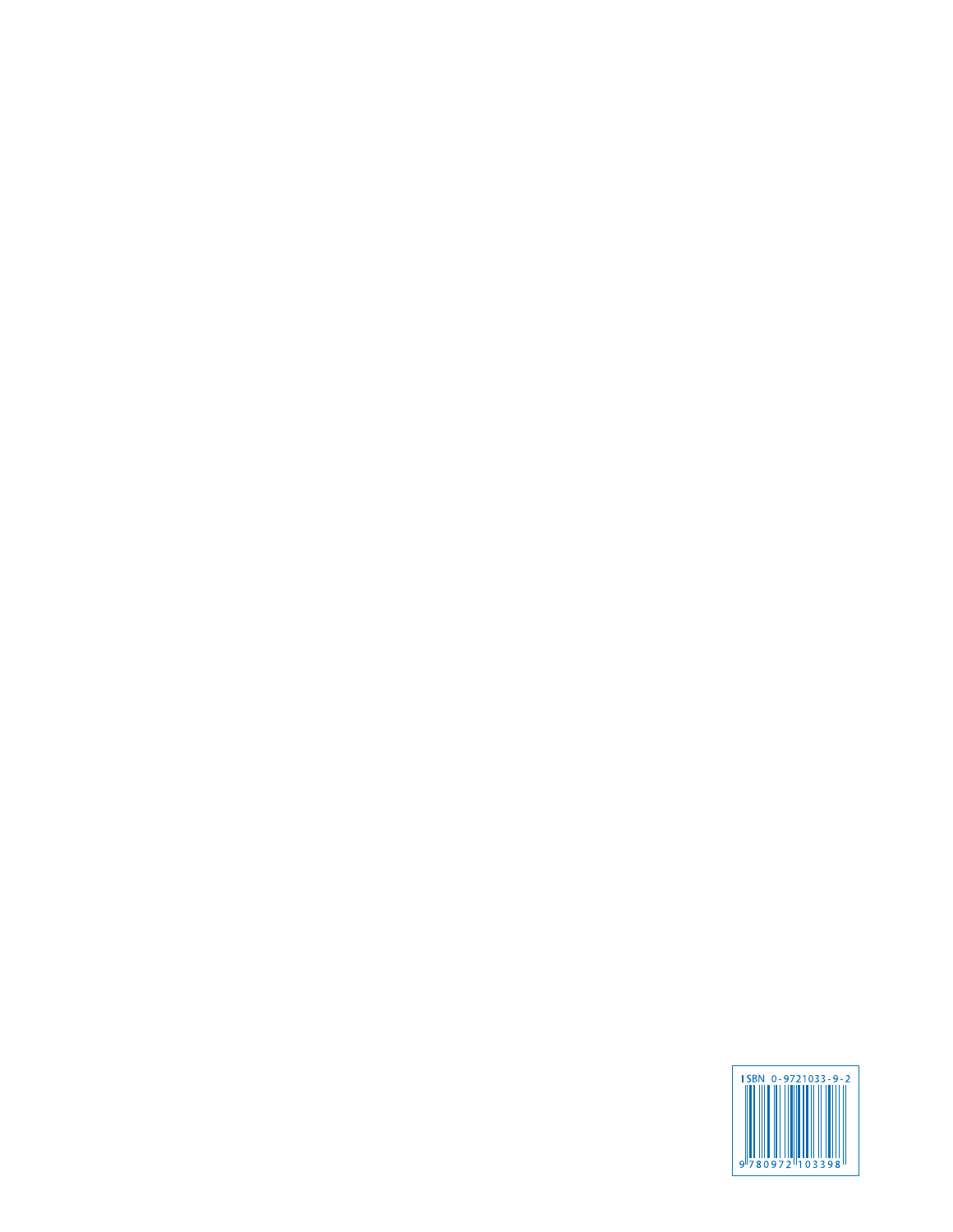ISBN 0-9721033-9-2

9 780972 103398